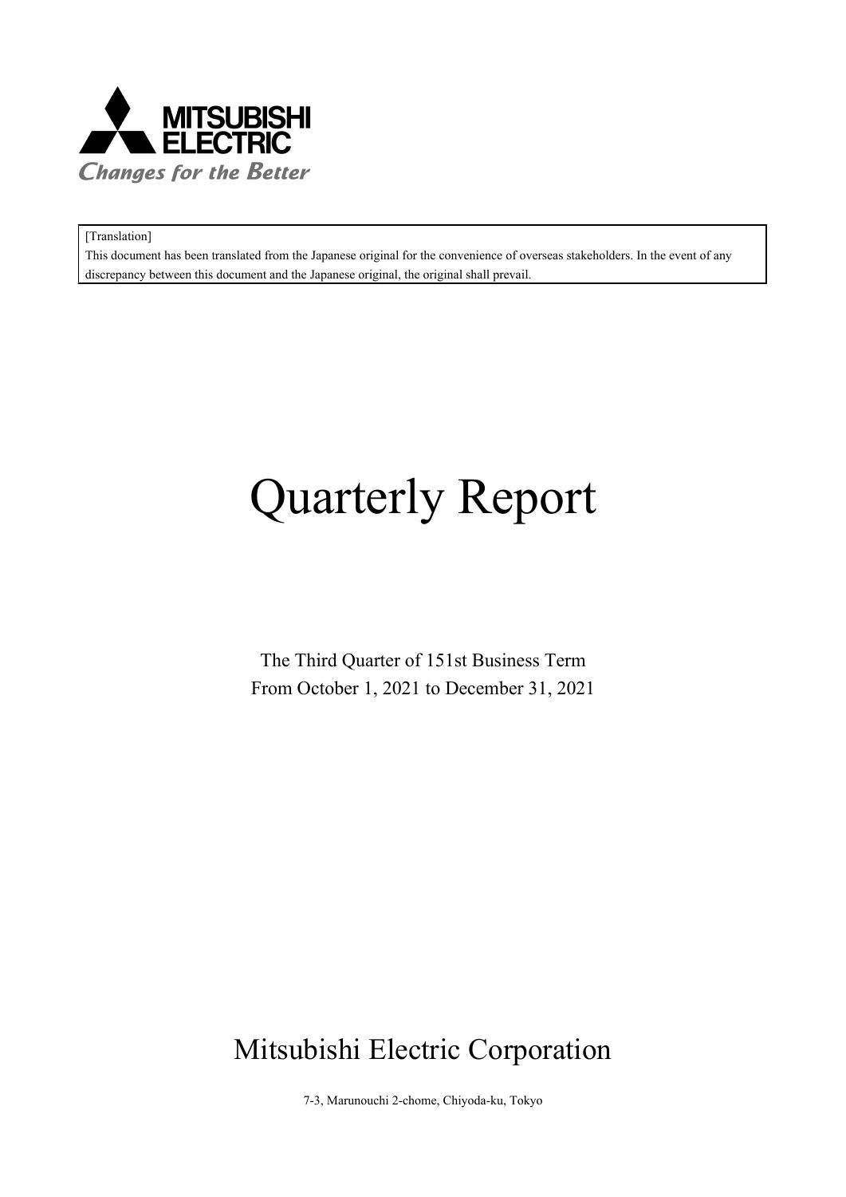MITSUBISHI ELECTRIC

*Changes for the Better*

> [Translation]
> This document has been translated from the Japanese original for the convenience of overseas stakeholders. In the event of any discrepancy between this document and the Japanese original, the original shall prevail.

# Quarterly Report

The Third Quarter of 151st Business Term

From October 1, 2021 to December 31, 2021

## Mitsubishi Electric Corporation

7-3, Marunouchi 2-chome, Chiyoda-ku, Tokyo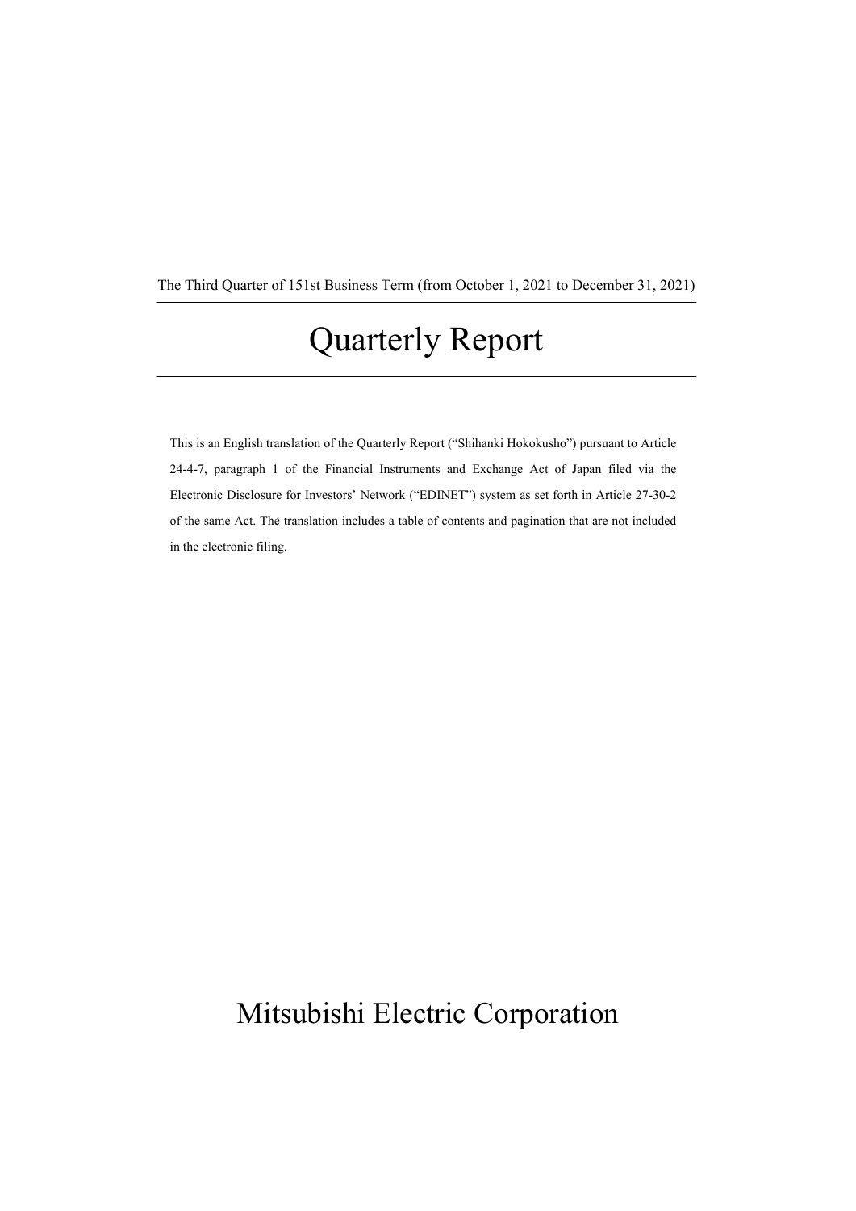The Third Quarter of 151st Business Term (from October 1, 2021 to December 31, 2021)

# Quarterly Report

This is an English translation of the Quarterly Report ("Shihanki Hokokusho") pursuant to Article 24-4-7, paragraph 1 of the Financial Instruments and Exchange Act of Japan filed via the Electronic Disclosure for Investors' Network ("EDINET") system as set forth in Article 27-30-2 of the same Act. The translation includes a table of contents and pagination that are not included in the electronic filing.

# Mitsubishi Electric Corporation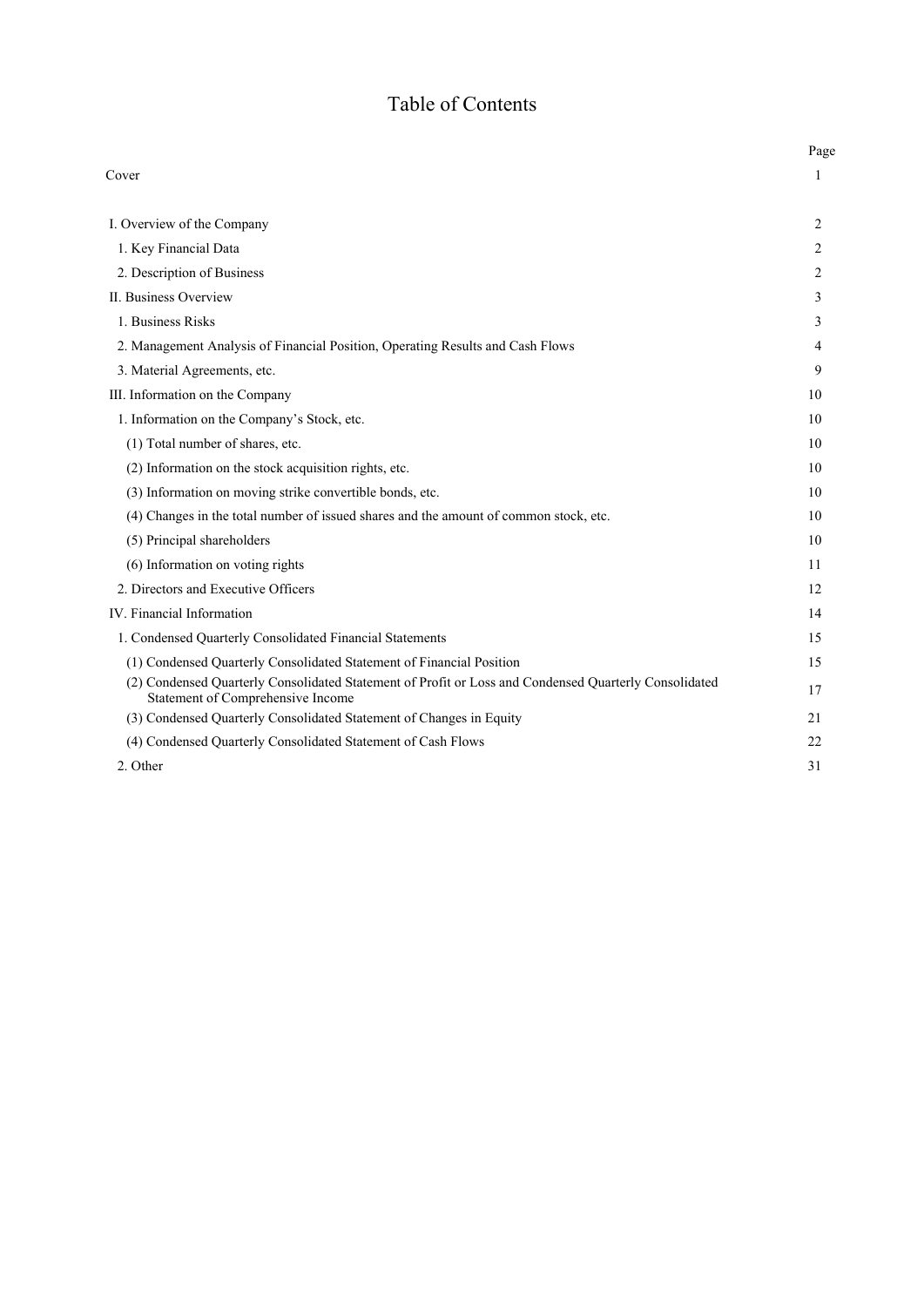# Table of Contents

| | Page |
|---|---|
| Cover | 1 |
| I. Overview of the Company | 2 |
| 1. Key Financial Data | 2 |
| 2. Description of Business | 2 |
| II. Business Overview | 3 |
| 1. Business Risks | 3 |
| 2. Management Analysis of Financial Position, Operating Results and Cash Flows | 4 |
| 3. Material Agreements, etc. | 9 |
| III. Information on the Company | 10 |
| 1. Information on the Company's Stock, etc. | 10 |
| (1) Total number of shares, etc. | 10 |
| (2) Information on the stock acquisition rights, etc. | 10 |
| (3) Information on moving strike convertible bonds, etc. | 10 |
| (4) Changes in the total number of issued shares and the amount of common stock, etc. | 10 |
| (5) Principal shareholders | 10 |
| (6) Information on voting rights | 11 |
| 2. Directors and Executive Officers | 12 |
| IV. Financial Information | 14 |
| 1. Condensed Quarterly Consolidated Financial Statements | 15 |
| (1) Condensed Quarterly Consolidated Statement of Financial Position | 15 |
| (2) Condensed Quarterly Consolidated Statement of Profit or Loss and Condensed Quarterly Consolidated Statement of Comprehensive Income | 17 |
| (3) Condensed Quarterly Consolidated Statement of Changes in Equity | 21 |
| (4) Condensed Quarterly Consolidated Statement of Cash Flows | 22 |
| 2. Other | 31 |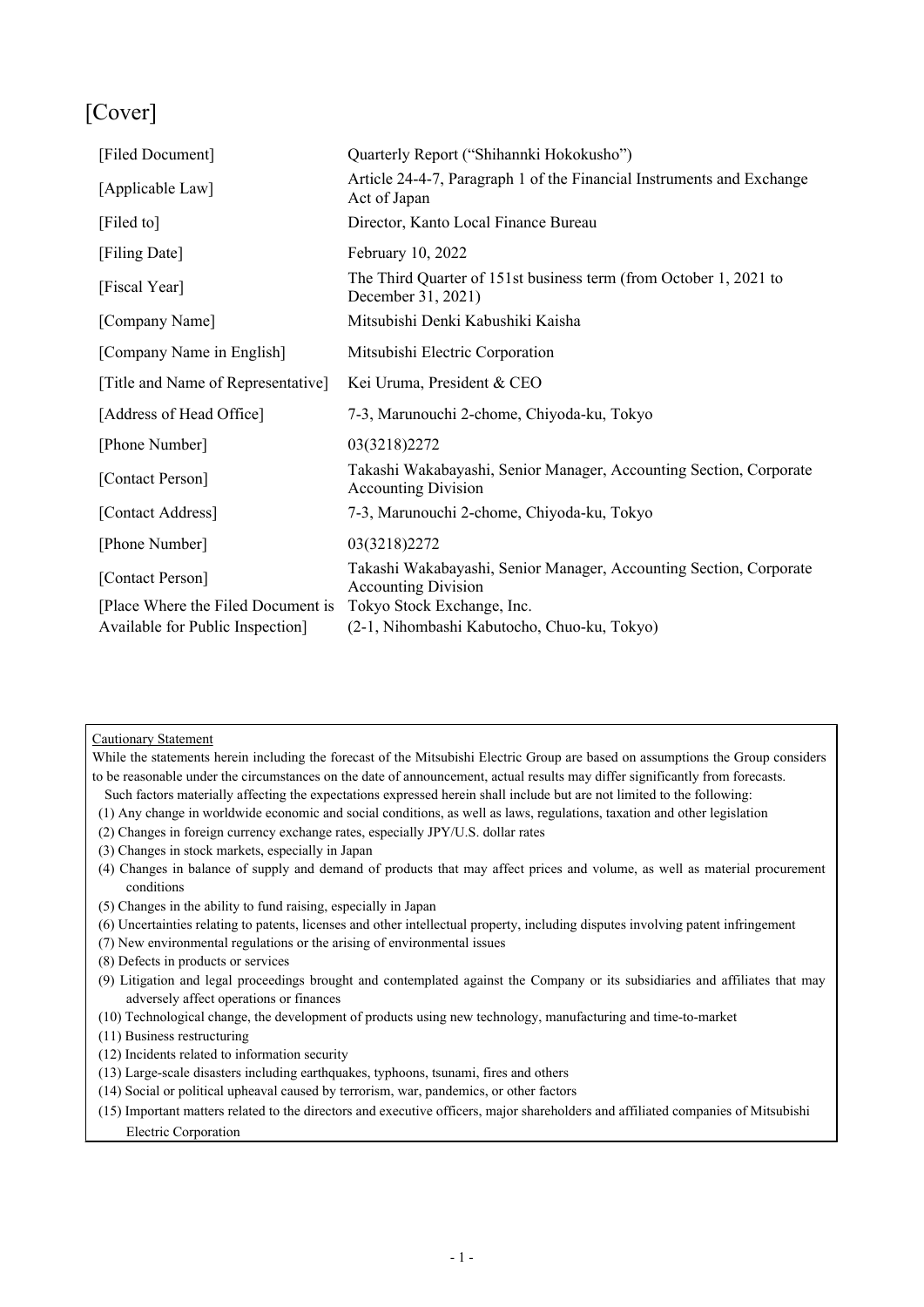# [Cover]

| | |
|---|---|
| [Filed Document] | Quarterly Report ("Shihannki Hokokusho") |
| [Applicable Law] | Article 24-4-7, Paragraph 1 of the Financial Instruments and Exchange Act of Japan |
| [Filed to] | Director, Kanto Local Finance Bureau |
| [Filing Date] | February 10, 2022 |
| [Fiscal Year] | The Third Quarter of 151st business term (from October 1, 2021 to December 31, 2021) |
| [Company Name] | Mitsubishi Denki Kabushiki Kaisha |
| [Company Name in English] | Mitsubishi Electric Corporation |
| [Title and Name of Representative] | Kei Uruma, President & CEO |
| [Address of Head Office] | 7-3, Marunouchi 2-chome, Chiyoda-ku, Tokyo |
| [Phone Number] | 03(3218)2272 |
| [Contact Person] | Takashi Wakabayashi, Senior Manager, Accounting Section, Corporate Accounting Division |
| [Contact Address] | 7-3, Marunouchi 2-chome, Chiyoda-ku, Tokyo |
| [Phone Number] | 03(3218)2272 |
| [Contact Person] | Takashi Wakabayashi, Senior Manager, Accounting Section, Corporate Accounting Division |
| [Place Where the Filed Document is Available for Public Inspection] | Tokyo Stock Exchange, Inc. (2-1, Nihombashi Kabutocho, Chuo-ku, Tokyo) |

Cautionary Statement

While the statements herein including the forecast of the Mitsubishi Electric Group are based on assumptions the Group considers to be reasonable under the circumstances on the date of announcement, actual results may differ significantly from forecasts.

Such factors materially affecting the expectations expressed herein shall include but are not limited to the following:

(1) Any change in worldwide economic and social conditions, as well as laws, regulations, taxation and other legislation
(2) Changes in foreign currency exchange rates, especially JPY/U.S. dollar rates
(3) Changes in stock markets, especially in Japan
(4) Changes in balance of supply and demand of products that may affect prices and volume, as well as material procurement conditions
(5) Changes in the ability to fund raising, especially in Japan
(6) Uncertainties relating to patents, licenses and other intellectual property, including disputes involving patent infringement
(7) New environmental regulations or the arising of environmental issues
(8) Defects in products or services
(9) Litigation and legal proceedings brought and contemplated against the Company or its subsidiaries and affiliates that may adversely affect operations or finances
(10) Technological change, the development of products using new technology, manufacturing and time-to-market
(11) Business restructuring
(12) Incidents related to information security
(13) Large-scale disasters including earthquakes, typhoons, tsunami, fires and others
(14) Social or political upheaval caused by terrorism, war, pandemics, or other factors
(15) Important matters related to the directors and executive officers, major shareholders and affiliated companies of Mitsubishi Electric Corporation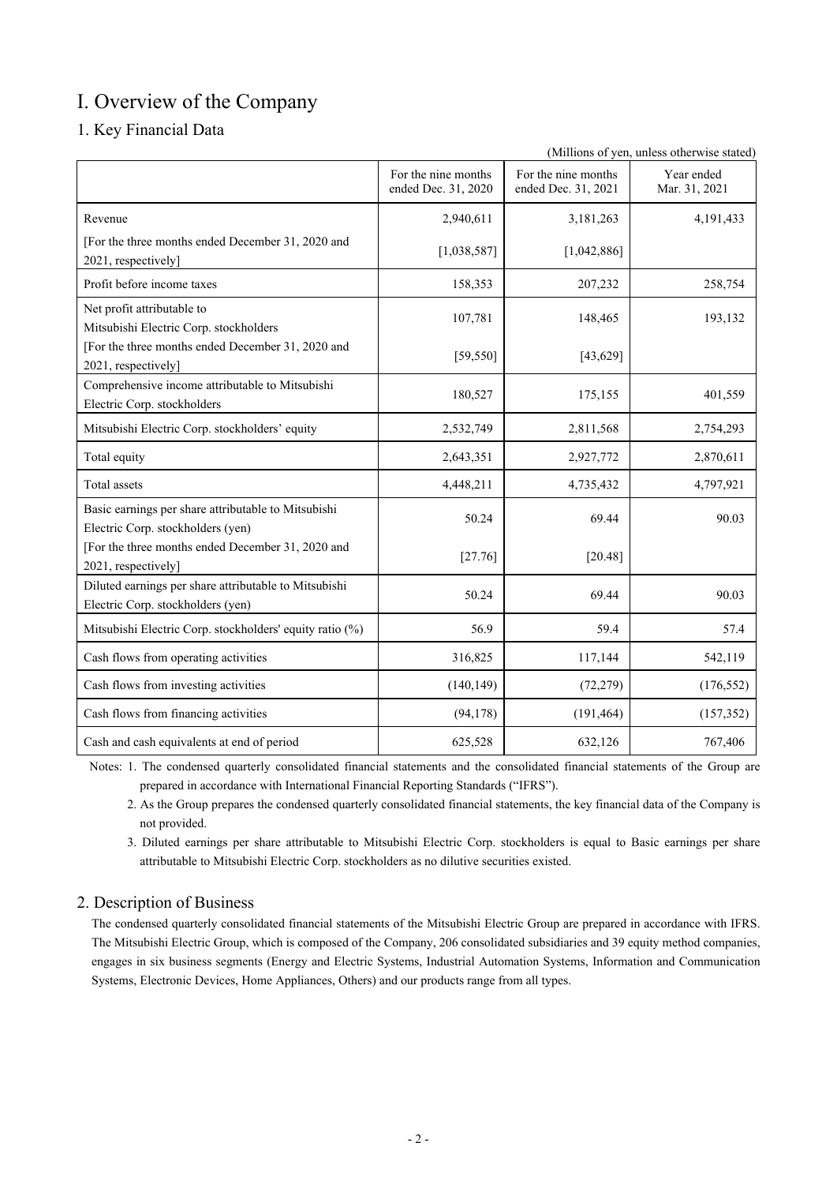# I. Overview of the Company

## 1. Key Financial Data

(Millions of yen, unless otherwise stated)

| | For the nine months ended Dec. 31, 2020 | For the nine months ended Dec. 31, 2021 | Year ended Mar. 31, 2021 |
|---|---|---|---|
| Revenue | 2,940,611 | 3,181,263 | 4,191,433 |
| [For the three months ended December 31, 2020 and 2021, respectively] | [1,038,587] | [1,042,886] | |
| Profit before income taxes | 158,353 | 207,232 | 258,754 |
| Net profit attributable to Mitsubishi Electric Corp. stockholders | 107,781 | 148,465 | 193,132 |
| [For the three months ended December 31, 2020 and 2021, respectively] | [59,550] | [43,629] | |
| Comprehensive income attributable to Mitsubishi Electric Corp. stockholders | 180,527 | 175,155 | 401,559 |
| Mitsubishi Electric Corp. stockholders' equity | 2,532,749 | 2,811,568 | 2,754,293 |
| Total equity | 2,643,351 | 2,927,772 | 2,870,611 |
| Total assets | 4,448,211 | 4,735,432 | 4,797,921 |
| Basic earnings per share attributable to Mitsubishi Electric Corp. stockholders (yen) | 50.24 | 69.44 | 90.03 |
| [For the three months ended December 31, 2020 and 2021, respectively] | [27.76] | [20.48] | |
| Diluted earnings per share attributable to Mitsubishi Electric Corp. stockholders (yen) | 50.24 | 69.44 | 90.03 |
| Mitsubishi Electric Corp. stockholders' equity ratio (%) | 56.9 | 59.4 | 57.4 |
| Cash flows from operating activities | 316,825 | 117,144 | 542,119 |
| Cash flows from investing activities | (140,149) | (72,279) | (176,552) |
| Cash flows from financing activities | (94,178) | (191,464) | (157,352) |
| Cash and cash equivalents at end of period | 625,528 | 632,126 | 767,406 |

Notes: 1. The condensed quarterly consolidated financial statements and the consolidated financial statements of the Group are prepared in accordance with International Financial Reporting Standards ("IFRS").

2. As the Group prepares the condensed quarterly consolidated financial statements, the key financial data of the Company is not provided.

3. Diluted earnings per share attributable to Mitsubishi Electric Corp. stockholders is equal to Basic earnings per share attributable to Mitsubishi Electric Corp. stockholders as no dilutive securities existed.

## 2. Description of Business

The condensed quarterly consolidated financial statements of the Mitsubishi Electric Group are prepared in accordance with IFRS. The Mitsubishi Electric Group, which is composed of the Company, 206 consolidated subsidiaries and 39 equity method companies, engages in six business segments (Energy and Electric Systems, Industrial Automation Systems, Information and Communication Systems, Electronic Devices, Home Appliances, Others) and our products range from all types.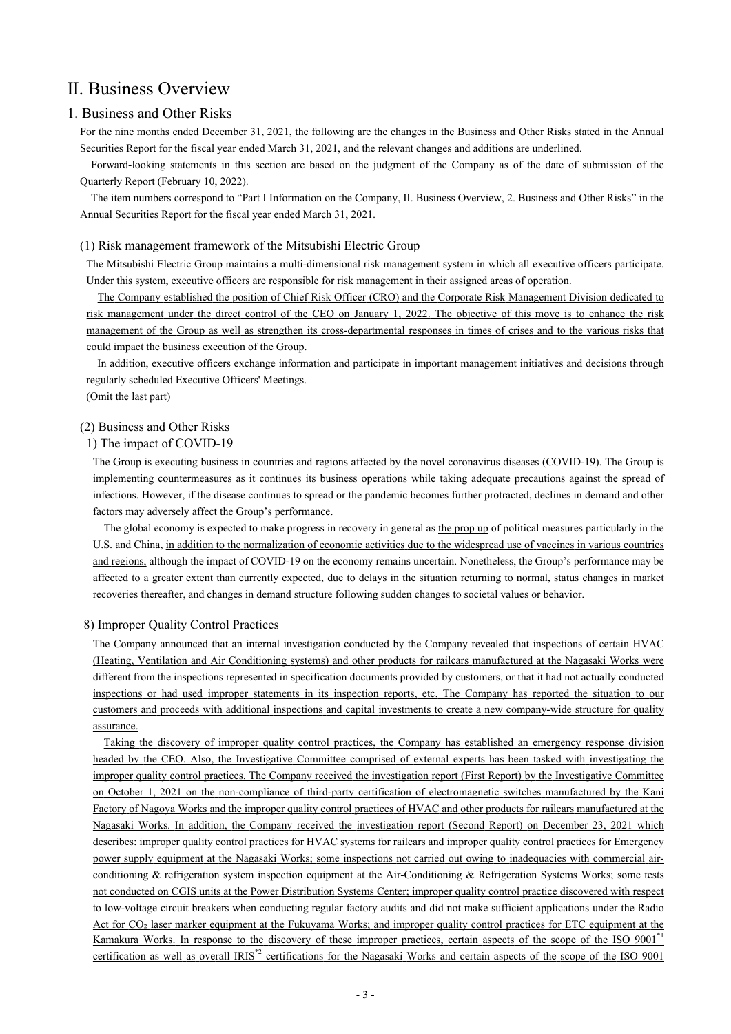# II. Business Overview

## 1. Business and Other Risks

For the nine months ended December 31, 2021, the following are the changes in the Business and Other Risks stated in the Annual Securities Report for the fiscal year ended March 31, 2021, and the relevant changes and additions are underlined.

Forward-looking statements in this section are based on the judgment of the Company as of the date of submission of the Quarterly Report (February 10, 2022).

The item numbers correspond to "Part I Information on the Company, II. Business Overview, 2. Business and Other Risks" in the Annual Securities Report for the fiscal year ended March 31, 2021.

### (1) Risk management framework of the Mitsubishi Electric Group

The Mitsubishi Electric Group maintains a multi-dimensional risk management system in which all executive officers participate. Under this system, executive officers are responsible for risk management in their assigned areas of operation.

The Company established the position of Chief Risk Officer (CRO) and the Corporate Risk Management Division dedicated to risk management under the direct control of the CEO on January 1, 2022. The objective of this move is to enhance the risk management of the Group as well as strengthen its cross-departmental responses in times of crises and to the various risks that could impact the business execution of the Group.

In addition, executive officers exchange information and participate in important management initiatives and decisions through regularly scheduled Executive Officers' Meetings.

(Omit the last part)

### (2) Business and Other Risks

#### 1) The impact of COVID-19

The Group is executing business in countries and regions affected by the novel coronavirus diseases (COVID-19). The Group is implementing countermeasures as it continues its business operations while taking adequate precautions against the spread of infections. However, if the disease continues to spread or the pandemic becomes further protracted, declines in demand and other factors may adversely affect the Group's performance.

The global economy is expected to make progress in recovery in general as the prop up of political measures particularly in the U.S. and China, in addition to the normalization of economic activities due to the widespread use of vaccines in various countries and regions, although the impact of COVID-19 on the economy remains uncertain. Nonetheless, the Group's performance may be affected to a greater extent than currently expected, due to delays in the situation returning to normal, status changes in market recoveries thereafter, and changes in demand structure following sudden changes to societal values or behavior.

#### 8) Improper Quality Control Practices

The Company announced that an internal investigation conducted by the Company revealed that inspections of certain HVAC (Heating, Ventilation and Air Conditioning systems) and other products for railcars manufactured at the Nagasaki Works were different from the inspections represented in specification documents provided by customers, or that it had not actually conducted inspections or had used improper statements in its inspection reports, etc. The Company has reported the situation to our customers and proceeds with additional inspections and capital investments to create a new company-wide structure for quality assurance.

Taking the discovery of improper quality control practices, the Company has established an emergency response division headed by the CEO. Also, the Investigative Committee comprised of external experts has been tasked with investigating the improper quality control practices. The Company received the investigation report (First Report) by the Investigative Committee on October 1, 2021 on the non-compliance of third-party certification of electromagnetic switches manufactured by the Kani Factory of Nagoya Works and the improper quality control practices of HVAC and other products for railcars manufactured at the Nagasaki Works. In addition, the Company received the investigation report (Second Report) on December 23, 2021 which describes: improper quality control practices for HVAC systems for railcars and improper quality control practices for Emergency power supply equipment at the Nagasaki Works; some inspections not carried out owing to inadequacies with commercial air-conditioning & refrigeration system inspection equipment at the Air-Conditioning & Refrigeration Systems Works; some tests not conducted on CGIS units at the Power Distribution Systems Center; improper quality control practice discovered with respect to low-voltage circuit breakers when conducting regular factory audits and did not make sufficient applications under the Radio Act for $CO_2$ laser marker equipment at the Fukuyama Works; and improper quality control practices for ETC equipment at the Kamakura Works. In response to the discovery of these improper practices, certain aspects of the scope of the ISO 9001[*1] certification as well as overall IRIS[*2] certifications for the Nagasaki Works and certain aspects of the scope of the ISO 9001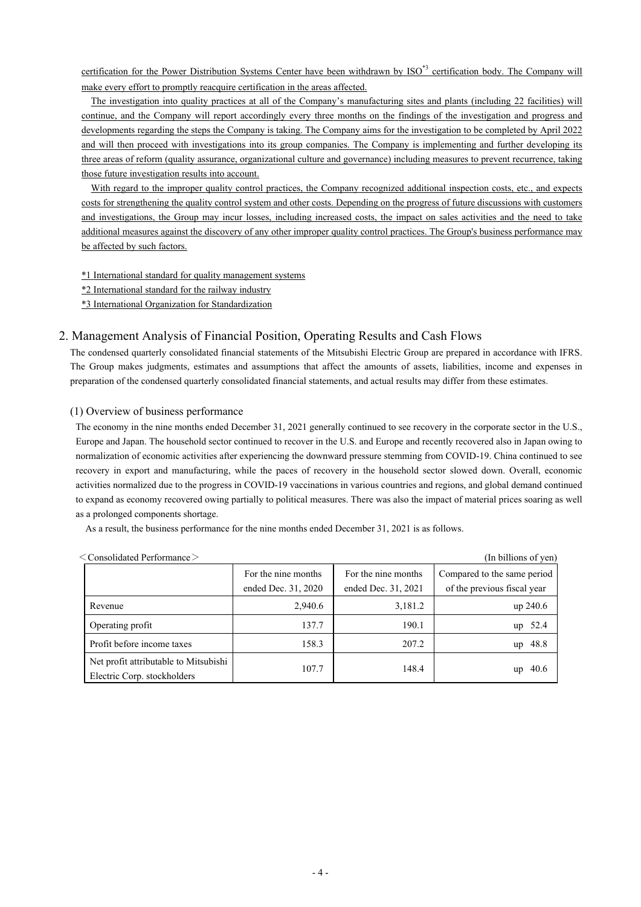certification for the Power Distribution Systems Center have been withdrawn by ISO[*3] certification body. The Company will make every effort to promptly reacquire certification in the areas affected.

The investigation into quality practices at all of the Company's manufacturing sites and plants (including 22 facilities) will continue, and the Company will report accordingly every three months on the findings of the investigation and progress and developments regarding the steps the Company is taking. The Company aims for the investigation to be completed by April 2022 and will then proceed with investigations into its group companies. The Company is implementing and further developing its three areas of reform (quality assurance, organizational culture and governance) including measures to prevent recurrence, taking those future investigation results into account.

With regard to the improper quality control practices, the Company recognized additional inspection costs, etc., and expects costs for strengthening the quality control system and other costs. Depending on the progress of future discussions with customers and investigations, the Group may incur losses, including increased costs, the impact on sales activities and the need to take additional measures against the discovery of any other improper quality control practices. The Group's business performance may be affected by such factors.

*1 International standard for quality management systems

*2 International standard for the railway industry

*3 International Organization for Standardization

## 2. Management Analysis of Financial Position, Operating Results and Cash Flows

The condensed quarterly consolidated financial statements of the Mitsubishi Electric Group are prepared in accordance with IFRS. The Group makes judgments, estimates and assumptions that affect the amounts of assets, liabilities, income and expenses in preparation of the condensed quarterly consolidated financial statements, and actual results may differ from these estimates.

### (1) Overview of business performance

The economy in the nine months ended December 31, 2021 generally continued to see recovery in the corporate sector in the U.S., Europe and Japan. The household sector continued to recover in the U.S. and Europe and recently recovered also in Japan owing to normalization of economic activities after experiencing the downward pressure stemming from COVID-19. China continued to see recovery in export and manufacturing, while the paces of recovery in the household sector slowed down. Overall, economic activities normalized due to the progress in COVID-19 vaccinations in various countries and regions, and global demand continued to expand as economy recovered owing partially to political measures. There was also the impact of material prices soaring as well as a prolonged components shortage.

As a result, the business performance for the nine months ended December 31, 2021 is as follows.

＜Consolidated Performance＞ (In billions of yen)

| | For the nine months ended Dec. 31, 2020 | For the nine months ended Dec. 31, 2021 | Compared to the same period of the previous fiscal year |
|---|---|---|---|
| Revenue | 2,940.6 | 3,181.2 | up 240.6 |
| Operating profit | 137.7 | 190.1 | up 52.4 |
| Profit before income taxes | 158.3 | 207.2 | up 48.8 |
| Net profit attributable to Mitsubishi Electric Corp. stockholders | 107.7 | 148.4 | up 40.6 |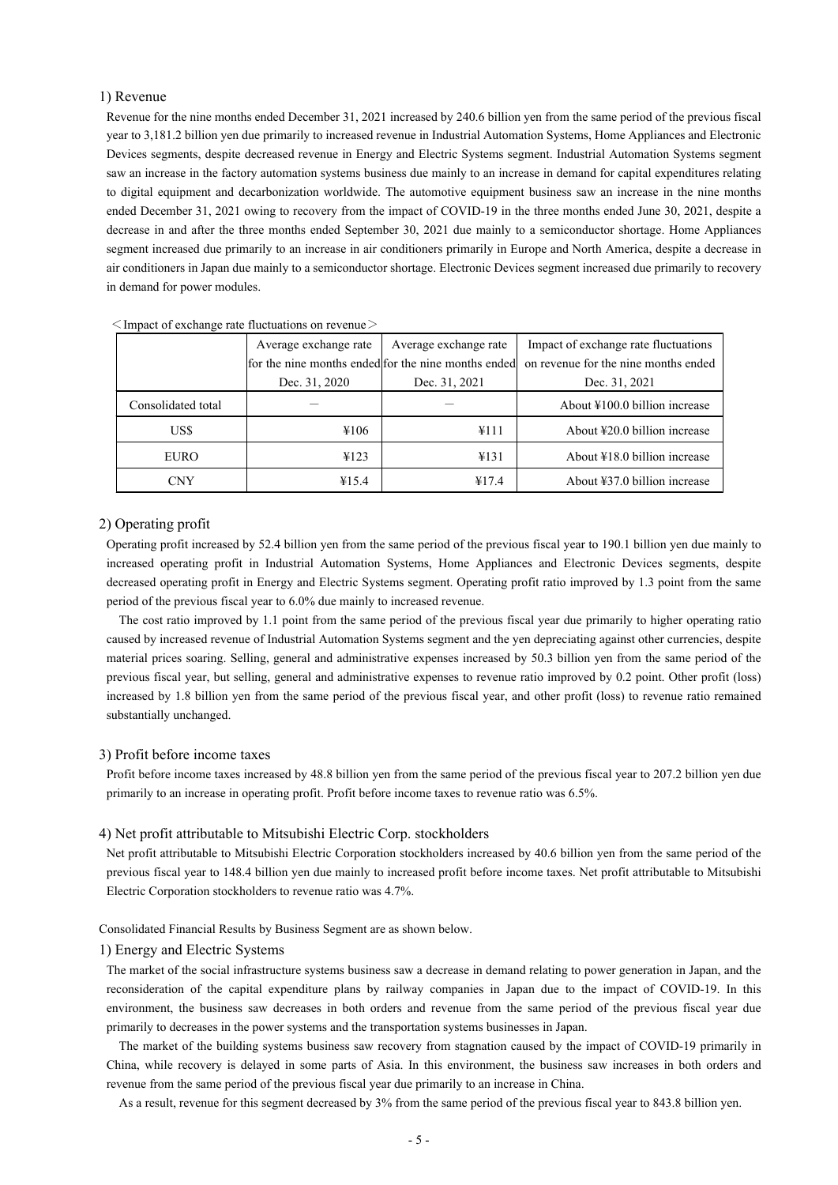### 1) Revenue

Revenue for the nine months ended December 31, 2021 increased by 240.6 billion yen from the same period of the previous fiscal year to 3,181.2 billion yen due primarily to increased revenue in Industrial Automation Systems, Home Appliances and Electronic Devices segments, despite decreased revenue in Energy and Electric Systems segment. Industrial Automation Systems segment saw an increase in the factory automation systems business due mainly to an increase in demand for capital expenditures relating to digital equipment and decarbonization worldwide. The automotive equipment business saw an increase in the nine months ended December 31, 2021 owing to recovery from the impact of COVID-19 in the three months ended June 30, 2021, despite a decrease in and after the three months ended September 30, 2021 due mainly to a semiconductor shortage. Home Appliances segment increased due primarily to an increase in air conditioners primarily in Europe and North America, despite a decrease in air conditioners in Japan due mainly to a semiconductor shortage. Electronic Devices segment increased due primarily to recovery in demand for power modules.

＜Impact of exchange rate fluctuations on revenue＞

| | Average exchange rate for the nine months ended Dec. 31, 2020 | Average exchange rate for the nine months ended Dec. 31, 2021 | Impact of exchange rate fluctuations on revenue for the nine months ended Dec. 31, 2021 |
|---|---|---|---|
| Consolidated total | ― | ― | About ¥100.0 billion increase |
| US$ | ¥106 | ¥111 | About ¥20.0 billion increase |
| EURO | ¥123 | ¥131 | About ¥18.0 billion increase |
| CNY | ¥15.4 | ¥17.4 | About ¥37.0 billion increase |

### 2) Operating profit

Operating profit increased by 52.4 billion yen from the same period of the previous fiscal year to 190.1 billion yen due mainly to increased operating profit in Industrial Automation Systems, Home Appliances and Electronic Devices segments, despite decreased operating profit in Energy and Electric Systems segment. Operating profit ratio improved by 1.3 point from the same period of the previous fiscal year to 6.0% due mainly to increased revenue.

The cost ratio improved by 1.1 point from the same period of the previous fiscal year due primarily to higher operating ratio caused by increased revenue of Industrial Automation Systems segment and the yen depreciating against other currencies, despite material prices soaring. Selling, general and administrative expenses increased by 50.3 billion yen from the same period of the previous fiscal year, but selling, general and administrative expenses to revenue ratio improved by 0.2 point. Other profit (loss) increased by 1.8 billion yen from the same period of the previous fiscal year, and other profit (loss) to revenue ratio remained substantially unchanged.

### 3) Profit before income taxes

Profit before income taxes increased by 48.8 billion yen from the same period of the previous fiscal year to 207.2 billion yen due primarily to an increase in operating profit. Profit before income taxes to revenue ratio was 6.5%.

### 4) Net profit attributable to Mitsubishi Electric Corp. stockholders

Net profit attributable to Mitsubishi Electric Corporation stockholders increased by 40.6 billion yen from the same period of the previous fiscal year to 148.4 billion yen due mainly to increased profit before income taxes. Net profit attributable to Mitsubishi Electric Corporation stockholders to revenue ratio was 4.7%.

Consolidated Financial Results by Business Segment are as shown below.

### 1) Energy and Electric Systems

The market of the social infrastructure systems business saw a decrease in demand relating to power generation in Japan, and the reconsideration of the capital expenditure plans by railway companies in Japan due to the impact of COVID-19. In this environment, the business saw decreases in both orders and revenue from the same period of the previous fiscal year due primarily to decreases in the power systems and the transportation systems businesses in Japan.

The market of the building systems business saw recovery from stagnation caused by the impact of COVID-19 primarily in China, while recovery is delayed in some parts of Asia. In this environment, the business saw increases in both orders and revenue from the same period of the previous fiscal year due primarily to an increase in China.

As a result, revenue for this segment decreased by 3% from the same period of the previous fiscal year to 843.8 billion yen.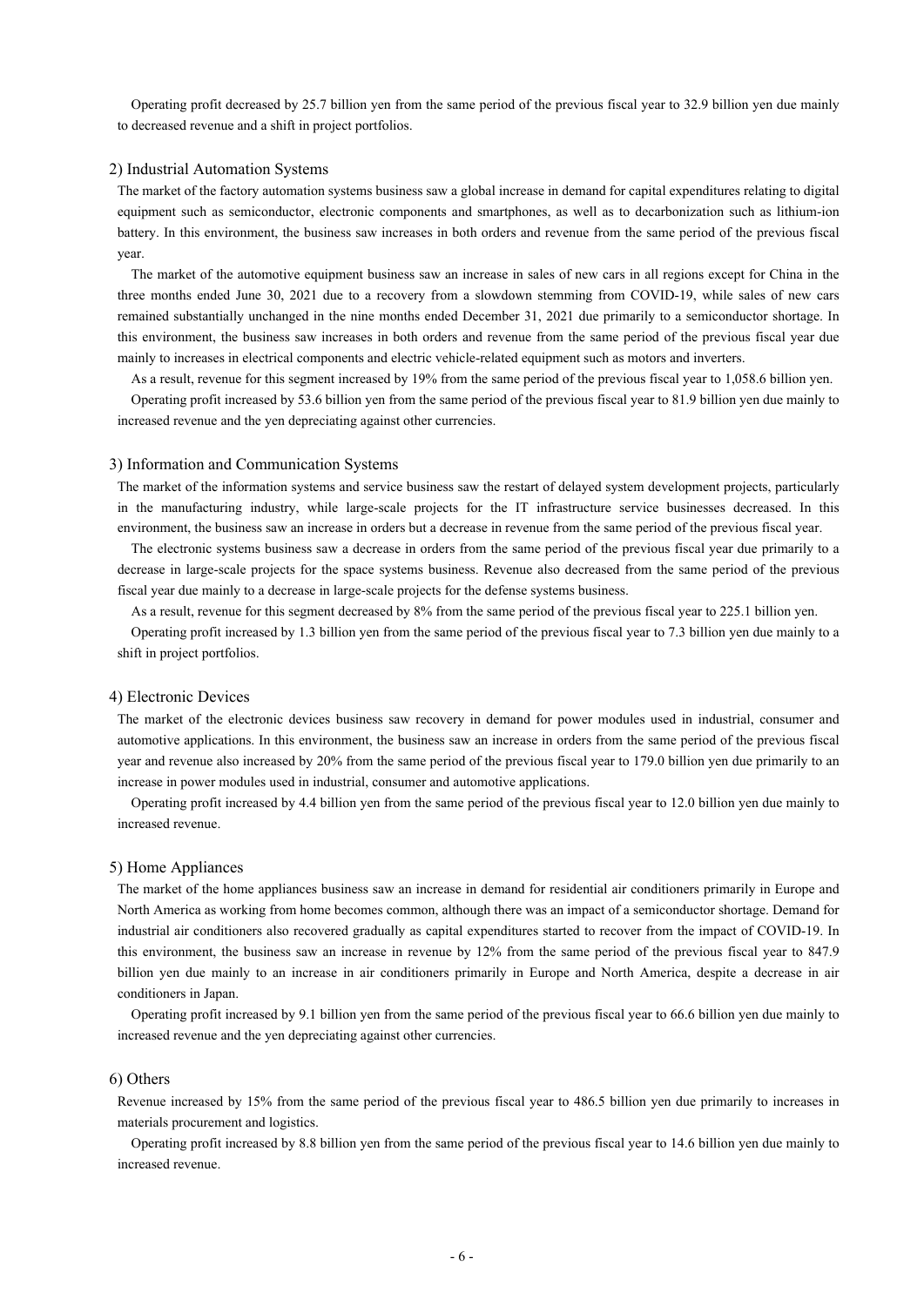Operating profit decreased by 25.7 billion yen from the same period of the previous fiscal year to 32.9 billion yen due mainly to decreased revenue and a shift in project portfolios.

### 2) Industrial Automation Systems

The market of the factory automation systems business saw a global increase in demand for capital expenditures relating to digital equipment such as semiconductor, electronic components and smartphones, as well as to decarbonization such as lithium-ion battery. In this environment, the business saw increases in both orders and revenue from the same period of the previous fiscal year.

The market of the automotive equipment business saw an increase in sales of new cars in all regions except for China in the three months ended June 30, 2021 due to a recovery from a slowdown stemming from COVID-19, while sales of new cars remained substantially unchanged in the nine months ended December 31, 2021 due primarily to a semiconductor shortage. In this environment, the business saw increases in both orders and revenue from the same period of the previous fiscal year due mainly to increases in electrical components and electric vehicle-related equipment such as motors and inverters.

As a result, revenue for this segment increased by 19% from the same period of the previous fiscal year to 1,058.6 billion yen.

Operating profit increased by 53.6 billion yen from the same period of the previous fiscal year to 81.9 billion yen due mainly to increased revenue and the yen depreciating against other currencies.

### 3) Information and Communication Systems

The market of the information systems and service business saw the restart of delayed system development projects, particularly in the manufacturing industry, while large-scale projects for the IT infrastructure service businesses decreased. In this environment, the business saw an increase in orders but a decrease in revenue from the same period of the previous fiscal year.

The electronic systems business saw a decrease in orders from the same period of the previous fiscal year due primarily to a decrease in large-scale projects for the space systems business. Revenue also decreased from the same period of the previous fiscal year due mainly to a decrease in large-scale projects for the defense systems business.

As a result, revenue for this segment decreased by 8% from the same period of the previous fiscal year to 225.1 billion yen.

Operating profit increased by 1.3 billion yen from the same period of the previous fiscal year to 7.3 billion yen due mainly to a shift in project portfolios.

### 4) Electronic Devices

The market of the electronic devices business saw recovery in demand for power modules used in industrial, consumer and automotive applications. In this environment, the business saw an increase in orders from the same period of the previous fiscal year and revenue also increased by 20% from the same period of the previous fiscal year to 179.0 billion yen due primarily to an increase in power modules used in industrial, consumer and automotive applications.

Operating profit increased by 4.4 billion yen from the same period of the previous fiscal year to 12.0 billion yen due mainly to increased revenue.

### 5) Home Appliances

The market of the home appliances business saw an increase in demand for residential air conditioners primarily in Europe and North America as working from home becomes common, although there was an impact of a semiconductor shortage. Demand for industrial air conditioners also recovered gradually as capital expenditures started to recover from the impact of COVID-19. In this environment, the business saw an increase in revenue by 12% from the same period of the previous fiscal year to 847.9 billion yen due mainly to an increase in air conditioners primarily in Europe and North America, despite a decrease in air conditioners in Japan.

Operating profit increased by 9.1 billion yen from the same period of the previous fiscal year to 66.6 billion yen due mainly to increased revenue and the yen depreciating against other currencies.

### 6) Others

Revenue increased by 15% from the same period of the previous fiscal year to 486.5 billion yen due primarily to increases in materials procurement and logistics.

Operating profit increased by 8.8 billion yen from the same period of the previous fiscal year to 14.6 billion yen due mainly to increased revenue.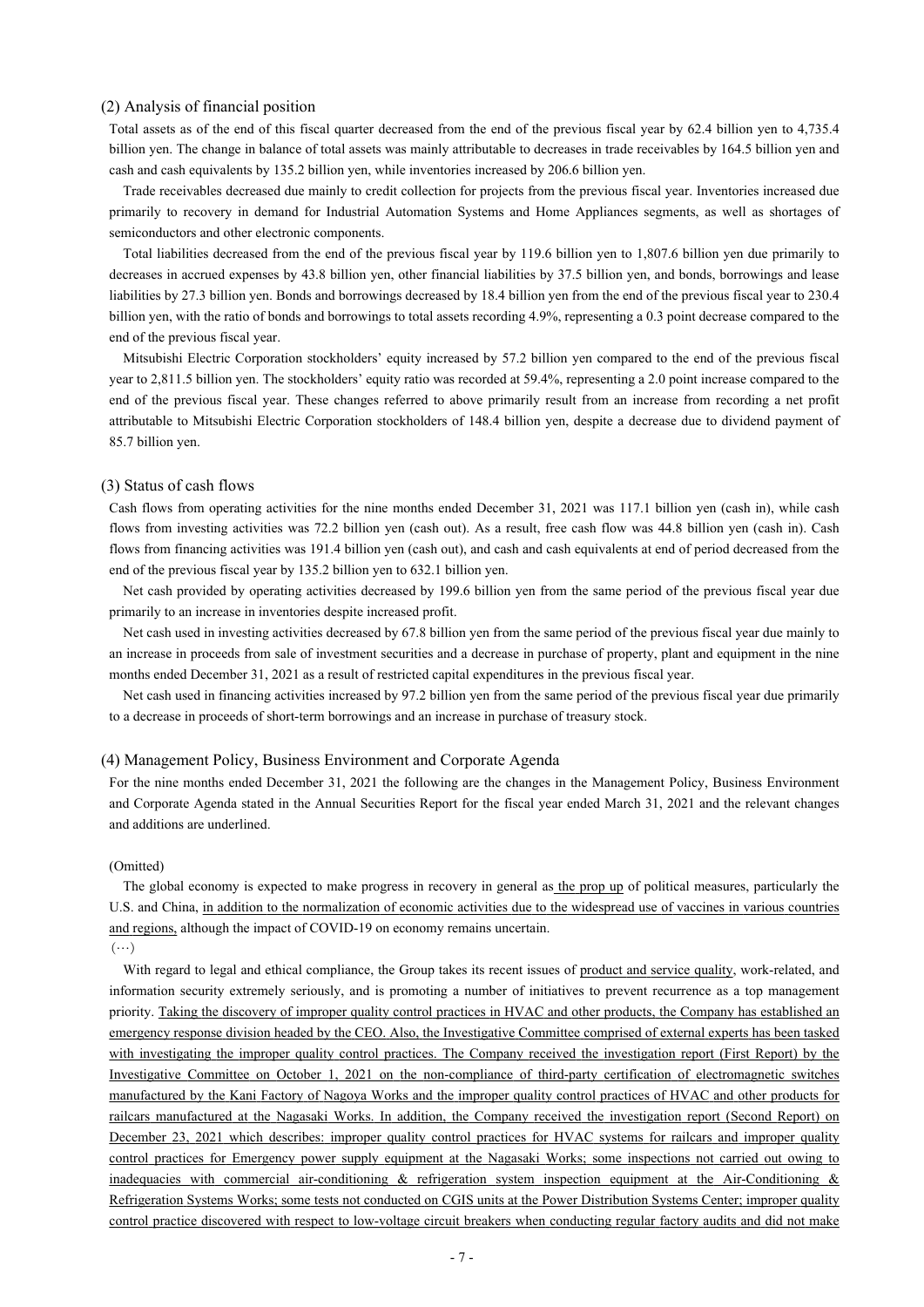### (2) Analysis of financial position

Total assets as of the end of this fiscal quarter decreased from the end of the previous fiscal year by 62.4 billion yen to 4,735.4 billion yen. The change in balance of total assets was mainly attributable to decreases in trade receivables by 164.5 billion yen and cash and cash equivalents by 135.2 billion yen, while inventories increased by 206.6 billion yen.

Trade receivables decreased due mainly to credit collection for projects from the previous fiscal year. Inventories increased due primarily to recovery in demand for Industrial Automation Systems and Home Appliances segments, as well as shortages of semiconductors and other electronic components.

Total liabilities decreased from the end of the previous fiscal year by 119.6 billion yen to 1,807.6 billion yen due primarily to decreases in accrued expenses by 43.8 billion yen, other financial liabilities by 37.5 billion yen, and bonds, borrowings and lease liabilities by 27.3 billion yen. Bonds and borrowings decreased by 18.4 billion yen from the end of the previous fiscal year to 230.4 billion yen, with the ratio of bonds and borrowings to total assets recording 4.9%, representing a 0.3 point decrease compared to the end of the previous fiscal year.

Mitsubishi Electric Corporation stockholders' equity increased by 57.2 billion yen compared to the end of the previous fiscal year to 2,811.5 billion yen. The stockholders' equity ratio was recorded at 59.4%, representing a 2.0 point increase compared to the end of the previous fiscal year. These changes referred to above primarily result from an increase from recording a net profit attributable to Mitsubishi Electric Corporation stockholders of 148.4 billion yen, despite a decrease due to dividend payment of 85.7 billion yen.

### (3) Status of cash flows

Cash flows from operating activities for the nine months ended December 31, 2021 was 117.1 billion yen (cash in), while cash flows from investing activities was 72.2 billion yen (cash out). As a result, free cash flow was 44.8 billion yen (cash in). Cash flows from financing activities was 191.4 billion yen (cash out), and cash and cash equivalents at end of period decreased from the end of the previous fiscal year by 135.2 billion yen to 632.1 billion yen.

Net cash provided by operating activities decreased by 199.6 billion yen from the same period of the previous fiscal year due primarily to an increase in inventories despite increased profit.

Net cash used in investing activities decreased by 67.8 billion yen from the same period of the previous fiscal year due mainly to an increase in proceeds from sale of investment securities and a decrease in purchase of property, plant and equipment in the nine months ended December 31, 2021 as a result of restricted capital expenditures in the previous fiscal year.

Net cash used in financing activities increased by 97.2 billion yen from the same period of the previous fiscal year due primarily to a decrease in proceeds of short-term borrowings and an increase in purchase of treasury stock.

### (4) Management Policy, Business Environment and Corporate Agenda

For the nine months ended December 31, 2021 the following are the changes in the Management Policy, Business Environment and Corporate Agenda stated in the Annual Securities Report for the fiscal year ended March 31, 2021 and the relevant changes and additions are underlined.

(Omitted)

The global economy is expected to make progress in recovery in general as <u>the prop up</u> of political measures, particularly the U.S. and China, <u>in addition to the normalization of economic activities due to the widespread use of vaccines in various countries and regions,</u> although the impact of COVID-19 on economy remains uncertain.

(…)

With regard to legal and ethical compliance, the Group takes its recent issues of <u>product and service quality</u>, work-related, and information security extremely seriously, and is promoting a number of initiatives to prevent recurrence as a top management priority. <u>Taking the discovery of improper quality control practices in HVAC and other products, the Company has established an emergency response division headed by the CEO. Also, the Investigative Committee comprised of external experts has been tasked with investigating the improper quality control practices. The Company received the investigation report (First Report) by the Investigative Committee on October 1, 2021 on the non-compliance of third-party certification of electromagnetic switches manufactured by the Kani Factory of Nagoya Works and the improper quality control practices of HVAC and other products for railcars manufactured at the Nagasaki Works. In addition, the Company received the investigation report (Second Report) on December 23, 2021 which describes: improper quality control practices for HVAC systems for railcars and improper quality control practices for Emergency power supply equipment at the Nagasaki Works; some inspections not carried out owing to inadequacies with commercial air-conditioning & refrigeration system inspection equipment at the Air-Conditioning & Refrigeration Systems Works; some tests not conducted on CGIS units at the Power Distribution Systems Center; improper quality control practice discovered with respect to low-voltage circuit breakers when conducting regular factory audits and did not make</u>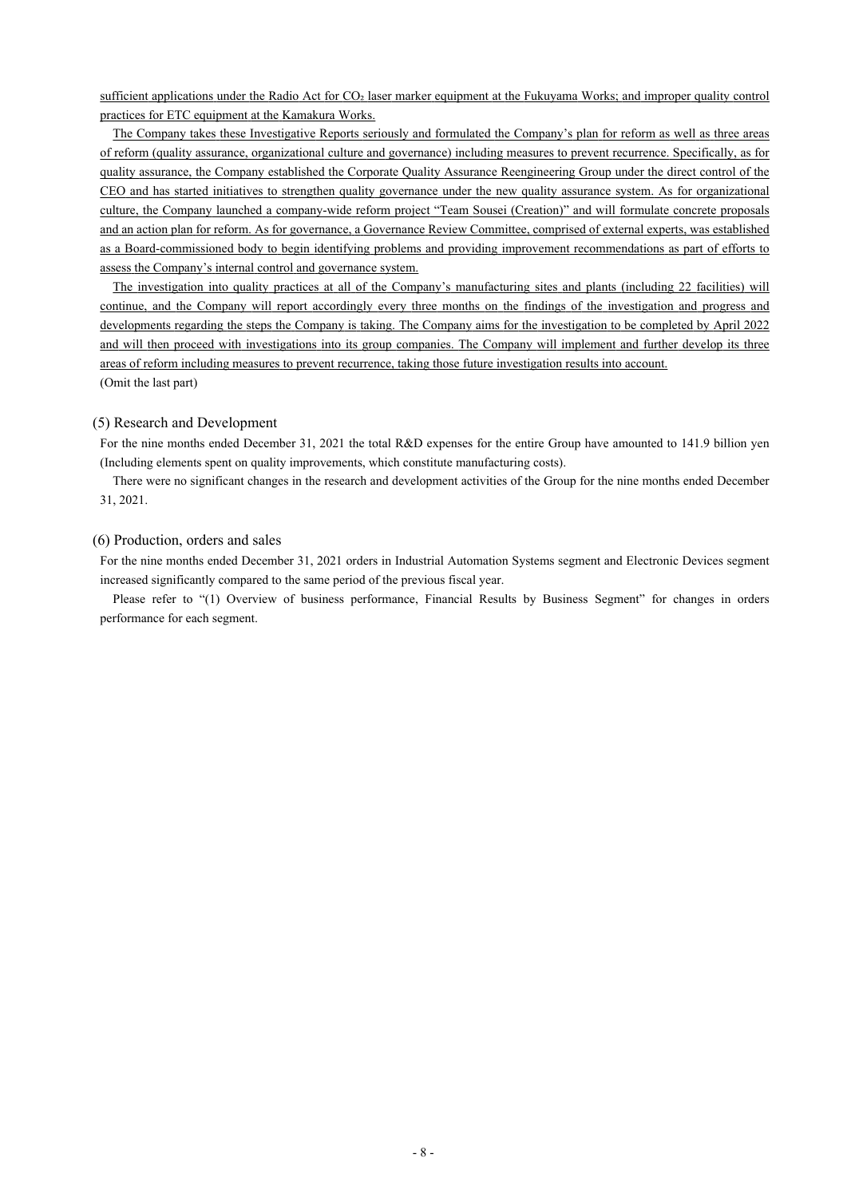sufficient applications under the Radio Act for $CO_2$ laser marker equipment at the Fukuyama Works; and improper quality control practices for ETC equipment at the Kamakura Works.

The Company takes these Investigative Reports seriously and formulated the Company's plan for reform as well as three areas of reform (quality assurance, organizational culture and governance) including measures to prevent recurrence. Specifically, as for quality assurance, the Company established the Corporate Quality Assurance Reengineering Group under the direct control of the CEO and has started initiatives to strengthen quality governance under the new quality assurance system. As for organizational culture, the Company launched a company-wide reform project "Team Sousei (Creation)" and will formulate concrete proposals and an action plan for reform. As for governance, a Governance Review Committee, comprised of external experts, was established as a Board-commissioned body to begin identifying problems and providing improvement recommendations as part of efforts to assess the Company's internal control and governance system.

The investigation into quality practices at all of the Company's manufacturing sites and plants (including 22 facilities) will continue, and the Company will report accordingly every three months on the findings of the investigation and progress and developments regarding the steps the Company is taking. The Company aims for the investigation to be completed by April 2022 and will then proceed with investigations into its group companies. The Company will implement and further develop its three areas of reform including measures to prevent recurrence, taking those future investigation results into account.

(Omit the last part)

## (5) Research and Development

For the nine months ended December 31, 2021 the total R&D expenses for the entire Group have amounted to 141.9 billion yen (Including elements spent on quality improvements, which constitute manufacturing costs).

There were no significant changes in the research and development activities of the Group for the nine months ended December 31, 2021.

## (6) Production, orders and sales

For the nine months ended December 31, 2021 orders in Industrial Automation Systems segment and Electronic Devices segment increased significantly compared to the same period of the previous fiscal year.

Please refer to "(1) Overview of business performance, Financial Results by Business Segment" for changes in orders performance for each segment.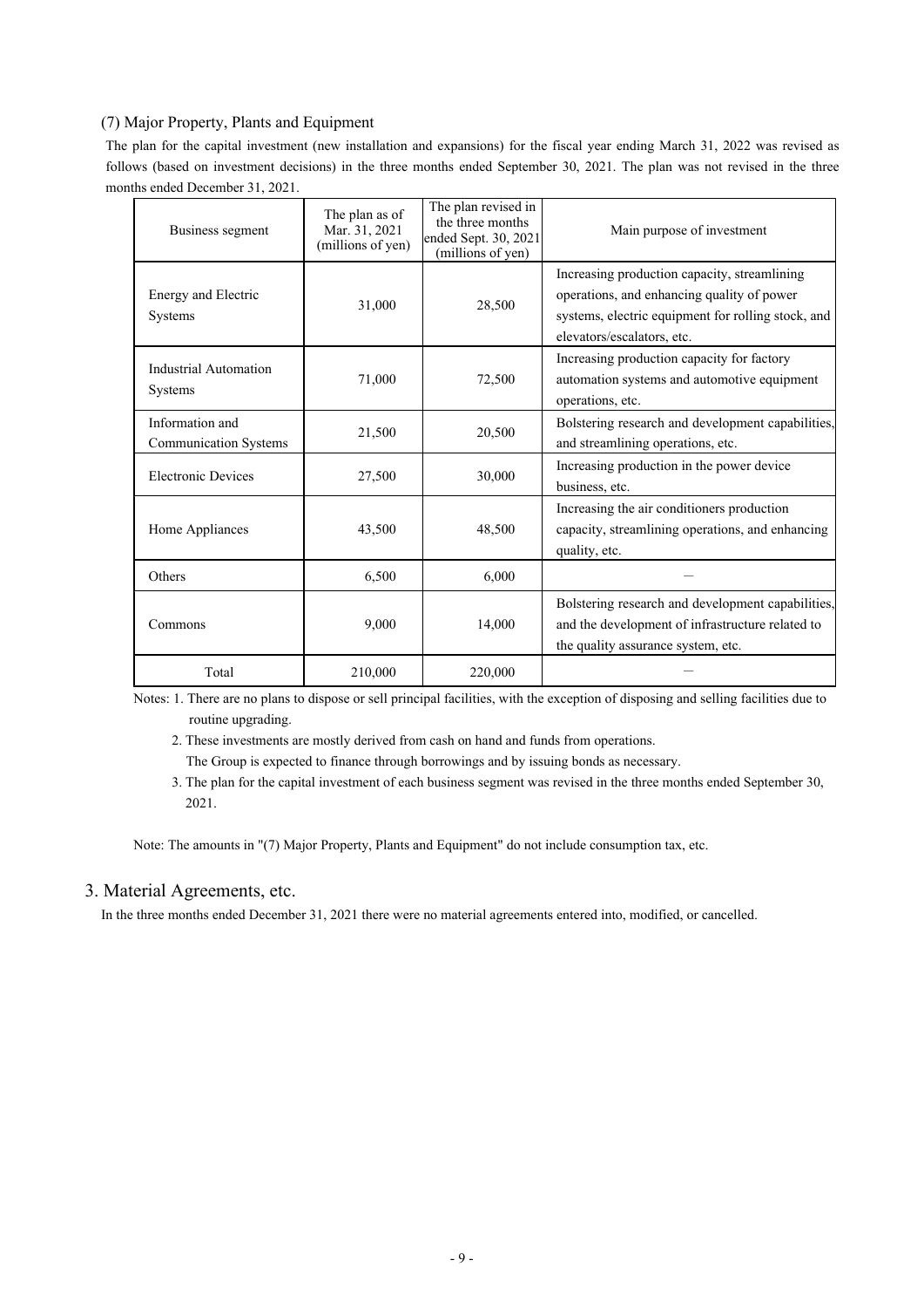### (7) Major Property, Plants and Equipment

The plan for the capital investment (new installation and expansions) for the fiscal year ending March 31, 2022 was revised as follows (based on investment decisions) in the three months ended September 30, 2021. The plan was not revised in the three months ended December 31, 2021.

| Business segment | The plan as of Mar. 31, 2021 (millions of yen) | The plan revised in the three months ended Sept. 30, 2021 (millions of yen) | Main purpose of investment |
|---|---|---|---|
| Energy and Electric Systems | 31,000 | 28,500 | Increasing production capacity, streamlining operations, and enhancing quality of power systems, electric equipment for rolling stock, and elevators/escalators, etc. |
| Industrial Automation Systems | 71,000 | 72,500 | Increasing production capacity for factory automation systems and automotive equipment operations, etc. |
| Information and Communication Systems | 21,500 | 20,500 | Bolstering research and development capabilities, and streamlining operations, etc. |
| Electronic Devices | 27,500 | 30,000 | Increasing production in the power device business, etc. |
| Home Appliances | 43,500 | 48,500 | Increasing the air conditioners production capacity, streamlining operations, and enhancing quality, etc. |
| Others | 6,500 | 6,000 | — |
| Commons | 9,000 | 14,000 | Bolstering research and development capabilities, and the development of infrastructure related to the quality assurance system, etc. |
| Total | 210,000 | 220,000 | — |

Notes: 1. There are no plans to dispose or sell principal facilities, with the exception of disposing and selling facilities due to routine upgrading.

2. These investments are mostly derived from cash on hand and funds from operations.
The Group is expected to finance through borrowings and by issuing bonds as necessary.

3. The plan for the capital investment of each business segment was revised in the three months ended September 30, 2021.

Note: The amounts in "(7) Major Property, Plants and Equipment" do not include consumption tax, etc.

## 3. Material Agreements, etc.

In the three months ended December 31, 2021 there were no material agreements entered into, modified, or cancelled.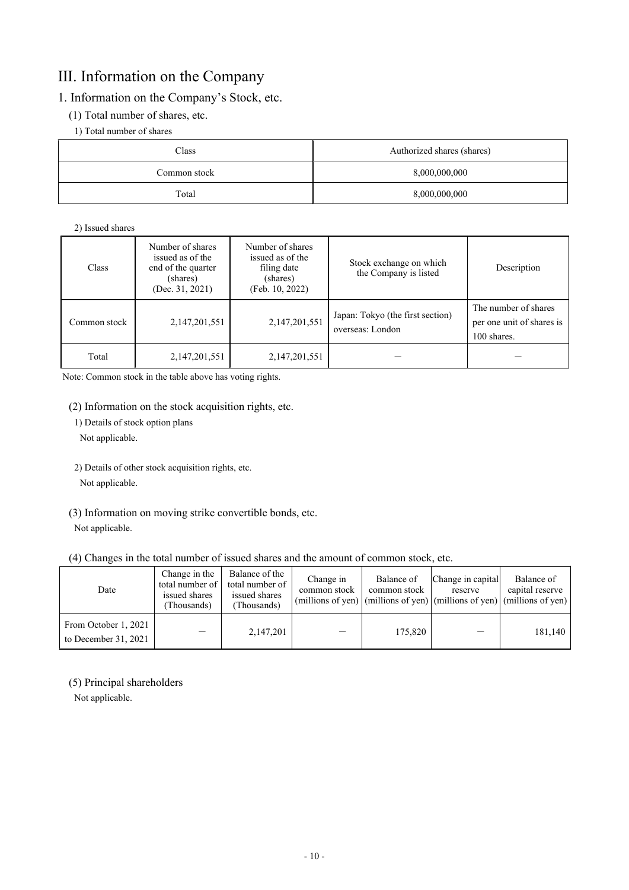# III. Information on the Company

## 1. Information on the Company's Stock, etc.

### (1) Total number of shares, etc.

1) Total number of shares

| Class | Authorized shares (shares) |
|---|---|
| Common stock | 8,000,000,000 |
| Total | 8,000,000,000 |

2) Issued shares

| Class | Number of shares issued as of the end of the quarter (shares) (Dec. 31, 2021) | Number of shares issued as of the filing date (shares) (Feb. 10, 2022) | Stock exchange on which the Company is listed | Description |
|---|---|---|---|---|
| Common stock | 2,147,201,551 | 2,147,201,551 | Japan: Tokyo (the first section) overseas: London | The number of shares per one unit of shares is 100 shares. |
| Total | 2,147,201,551 | 2,147,201,551 | — | — |

Note: Common stock in the table above has voting rights.

### (2) Information on the stock acquisition rights, etc.

1) Details of stock option plans

Not applicable.

2) Details of other stock acquisition rights, etc.

Not applicable.

### (3) Information on moving strike convertible bonds, etc.

Not applicable.

### (4) Changes in the total number of issued shares and the amount of common stock, etc.

| Date | Change in the total number of issued shares (Thousands) | Balance of the total number of issued shares (Thousands) | Change in common stock (millions of yen) | Balance of common stock (millions of yen) | Change in capital reserve (millions of yen) | Balance of capital reserve (millions of yen) |
|---|---|---|---|---|---|---|
| From October 1, 2021 to December 31, 2021 | — | 2,147,201 | — | 175,820 | — | 181,140 |

### (5) Principal shareholders

Not applicable.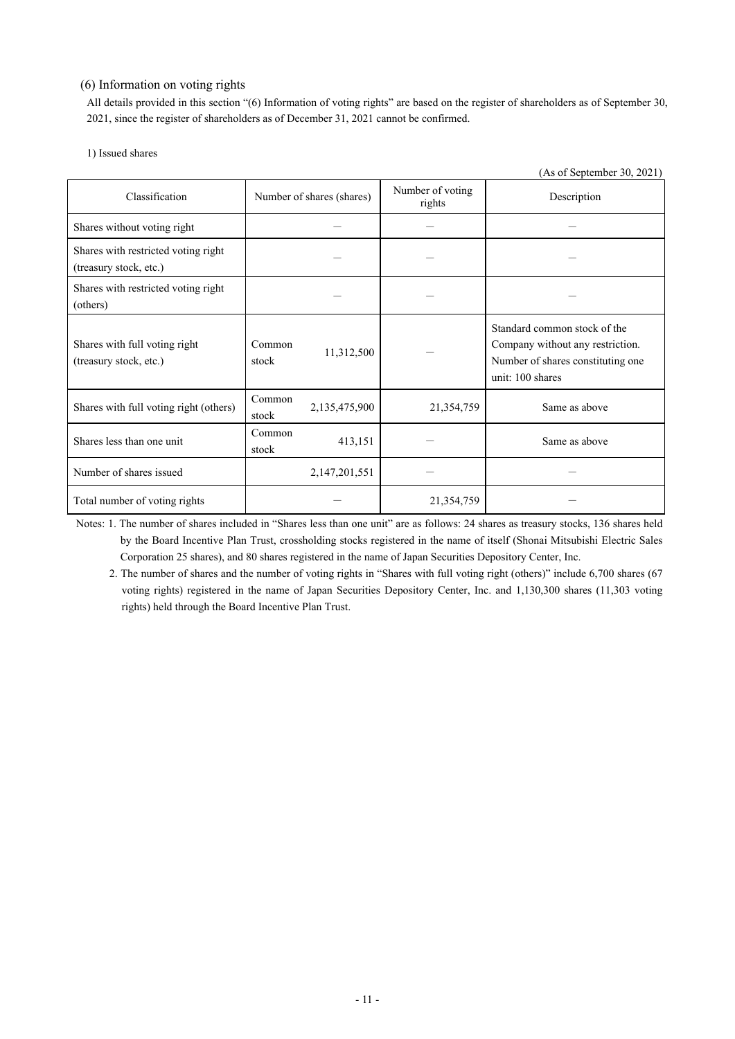### (6) Information on voting rights

All details provided in this section "(6) Information of voting rights" are based on the register of shareholders as of September 30, 2021, since the register of shareholders as of December 31, 2021 cannot be confirmed.

1) Issued shares

(As of September 30, 2021)

| Classification | Number of shares (shares) | Number of voting rights | Description |
|---|---|---|---|
| Shares without voting right | — | — | — |
| Shares with restricted voting right (treasury stock, etc.) | — | — | — |
| Shares with restricted voting right (others) | — | — | — |
| Shares with full voting right (treasury stock, etc.) | Common stock 11,312,500 | — | Standard common stock of the Company without any restriction. Number of shares constituting one unit: 100 shares |
| Shares with full voting right (others) | Common stock 2,135,475,900 | 21,354,759 | Same as above |
| Shares less than one unit | Common stock 413,151 | — | Same as above |
| Number of shares issued | 2,147,201,551 | — | — |
| Total number of voting rights | — | 21,354,759 | — |

Notes: 1. The number of shares included in "Shares less than one unit" are as follows: 24 shares as treasury stocks, 136 shares held by the Board Incentive Plan Trust, crossholding stocks registered in the name of itself (Shonai Mitsubishi Electric Sales Corporation 25 shares), and 80 shares registered in the name of Japan Securities Depository Center, Inc.

2. The number of shares and the number of voting rights in "Shares with full voting right (others)" include 6,700 shares (67 voting rights) registered in the name of Japan Securities Depository Center, Inc. and 1,130,300 shares (11,303 voting rights) held through the Board Incentive Plan Trust.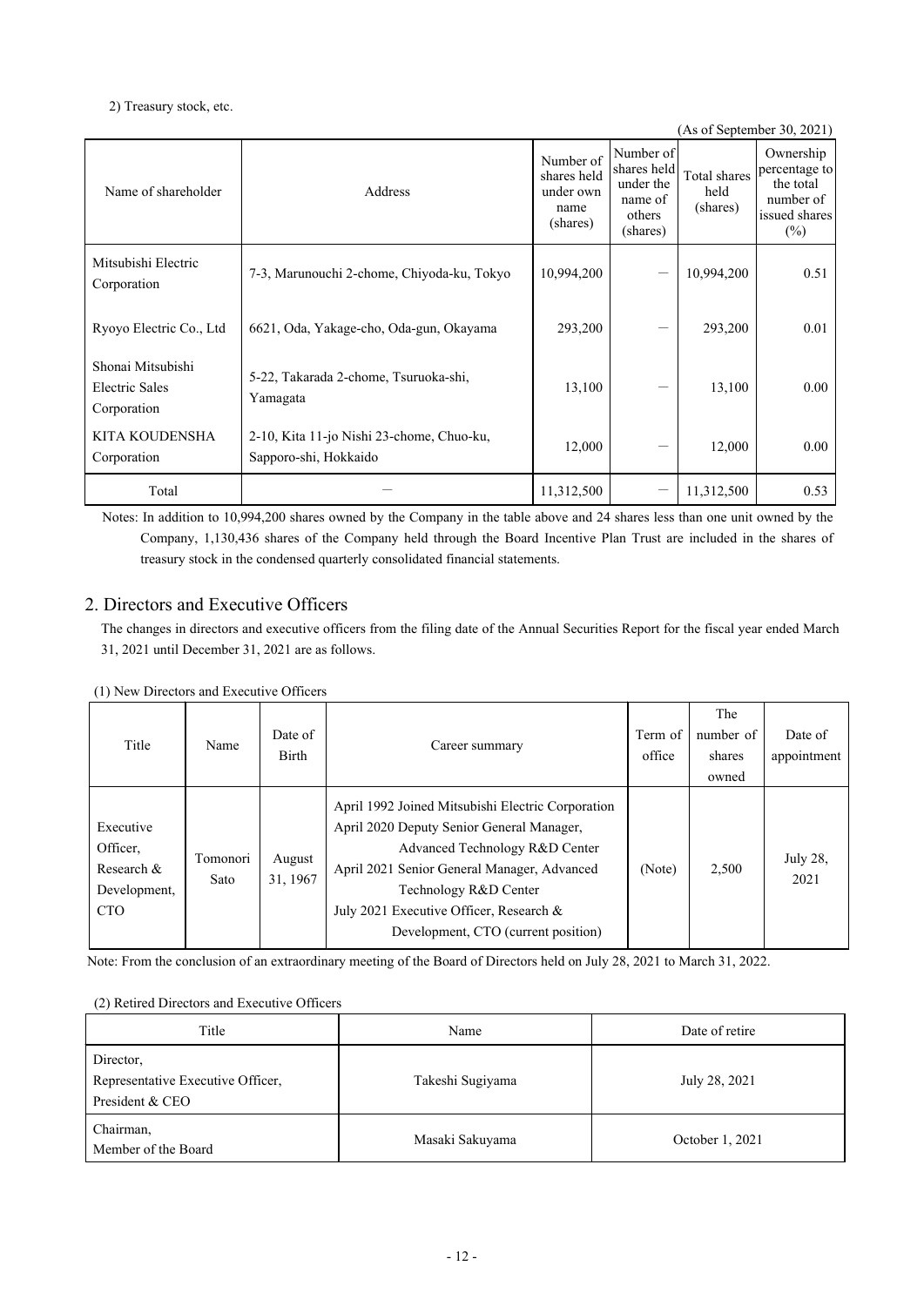2) Treasury stock, etc.

(As of September 30, 2021)

| Name of shareholder | Address | Number of shares held under own name (shares) | Number of shares held under the name of others (shares) | Total shares held (shares) | Ownership percentage to the total number of issued shares (%) |
|---|---|---|---|---|---|
| Mitsubishi Electric Corporation | 7-3, Marunouchi 2-chome, Chiyoda-ku, Tokyo | 10,994,200 | — | 10,994,200 | 0.51 |
| Ryoyo Electric Co., Ltd | 6621, Oda, Yakage-cho, Oda-gun, Okayama | 293,200 | — | 293,200 | 0.01 |
| Shonai Mitsubishi Electric Sales Corporation | 5-22, Takarada 2-chome, Tsuruoka-shi, Yamagata | 13,100 | — | 13,100 | 0.00 |
| KITA KOUDENSHA Corporation | 2-10, Kita 11-jo Nishi 23-chome, Chuo-ku, Sapporo-shi, Hokkaido | 12,000 | — | 12,000 | 0.00 |
| Total | — | 11,312,500 | — | 11,312,500 | 0.53 |

Notes: In addition to 10,994,200 shares owned by the Company in the table above and 24 shares less than one unit owned by the Company, 1,130,436 shares of the Company held through the Board Incentive Plan Trust are included in the shares of treasury stock in the condensed quarterly consolidated financial statements.

## 2. Directors and Executive Officers

The changes in directors and executive officers from the filing date of the Annual Securities Report for the fiscal year ended March 31, 2021 until December 31, 2021 are as follows.

(1) New Directors and Executive Officers

| Title | Name | Date of Birth | Career summary | Term of office | The number of shares owned | Date of appointment |
|---|---|---|---|---|---|---|
| Executive Officer, Research & Development, CTO | Tomonori Sato | August 31, 1967 | April 1992 Joined Mitsubishi Electric Corporation<br>April 2020 Deputy Senior General Manager, Advanced Technology R&D Center<br>April 2021 Senior General Manager, Advanced Technology R&D Center<br>July 2021 Executive Officer, Research & Development, CTO (current position) | (Note) | 2,500 | July 28, 2021 |

Note: From the conclusion of an extraordinary meeting of the Board of Directors held on July 28, 2021 to March 31, 2022.

(2) Retired Directors and Executive Officers

| Title | Name | Date of retire |
|---|---|---|
| Director, Representative Executive Officer, President & CEO | Takeshi Sugiyama | July 28, 2021 |
| Chairman, Member of the Board | Masaki Sakuyama | October 1, 2021 |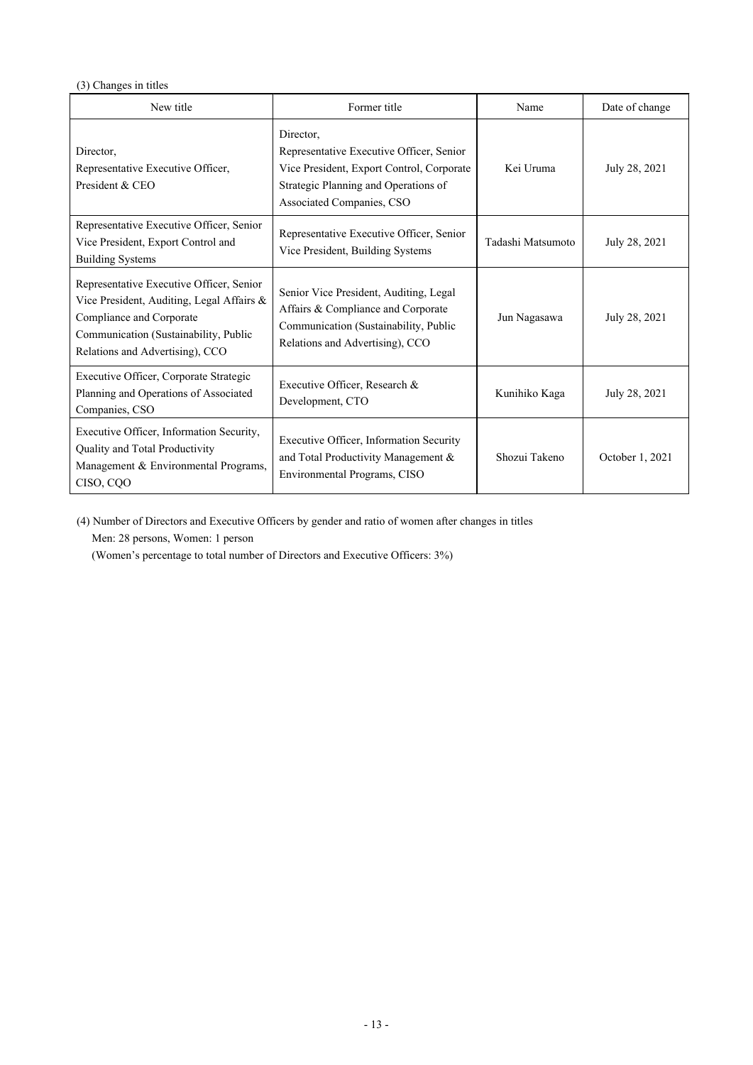(3) Changes in titles

| New title | Former title | Name | Date of change |
|---|---|---|---|
| Director, Representative Executive Officer, President & CEO | Director, Representative Executive Officer, Senior Vice President, Export Control, Corporate Strategic Planning and Operations of Associated Companies, CSO | Kei Uruma | July 28, 2021 |
| Representative Executive Officer, Senior Vice President, Export Control and Building Systems | Representative Executive Officer, Senior Vice President, Building Systems | Tadashi Matsumoto | July 28, 2021 |
| Representative Executive Officer, Senior Vice President, Auditing, Legal Affairs & Compliance and Corporate Communication (Sustainability, Public Relations and Advertising), CCO | Senior Vice President, Auditing, Legal Affairs & Compliance and Corporate Communication (Sustainability, Public Relations and Advertising), CCO | Jun Nagasawa | July 28, 2021 |
| Executive Officer, Corporate Strategic Planning and Operations of Associated Companies, CSO | Executive Officer, Research & Development, CTO | Kunihiko Kaga | July 28, 2021 |
| Executive Officer, Information Security, Quality and Total Productivity Management & Environmental Programs, CISO, CQO | Executive Officer, Information Security and Total Productivity Management & Environmental Programs, CISO | Shozui Takeno | October 1, 2021 |

(4) Number of Directors and Executive Officers by gender and ratio of women after changes in titles

Men: 28 persons, Women: 1 person

(Women's percentage to total number of Directors and Executive Officers: 3%)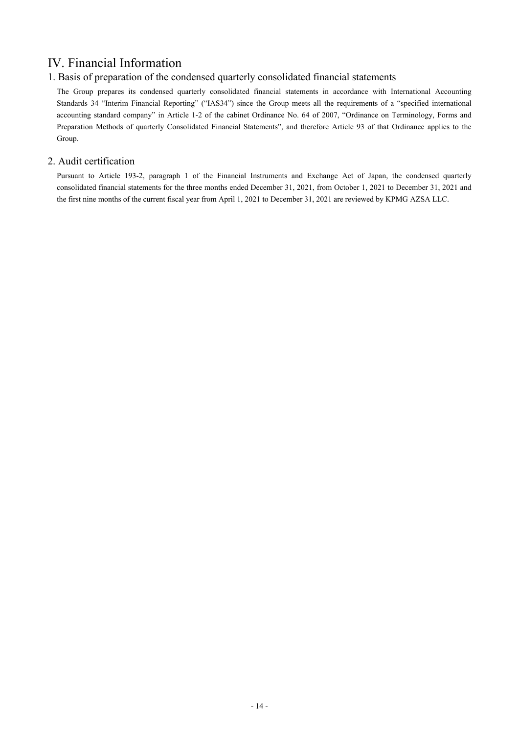# IV. Financial Information

## 1. Basis of preparation of the condensed quarterly consolidated financial statements

The Group prepares its condensed quarterly consolidated financial statements in accordance with International Accounting Standards 34 "Interim Financial Reporting" ("IAS34") since the Group meets all the requirements of a "specified international accounting standard company" in Article 1-2 of the cabinet Ordinance No. 64 of 2007, "Ordinance on Terminology, Forms and Preparation Methods of quarterly Consolidated Financial Statements", and therefore Article 93 of that Ordinance applies to the Group.

## 2. Audit certification

Pursuant to Article 193-2, paragraph 1 of the Financial Instruments and Exchange Act of Japan, the condensed quarterly consolidated financial statements for the three months ended December 31, 2021, from October 1, 2021 to December 31, 2021 and the first nine months of the current fiscal year from April 1, 2021 to December 31, 2021 are reviewed by KPMG AZSA LLC.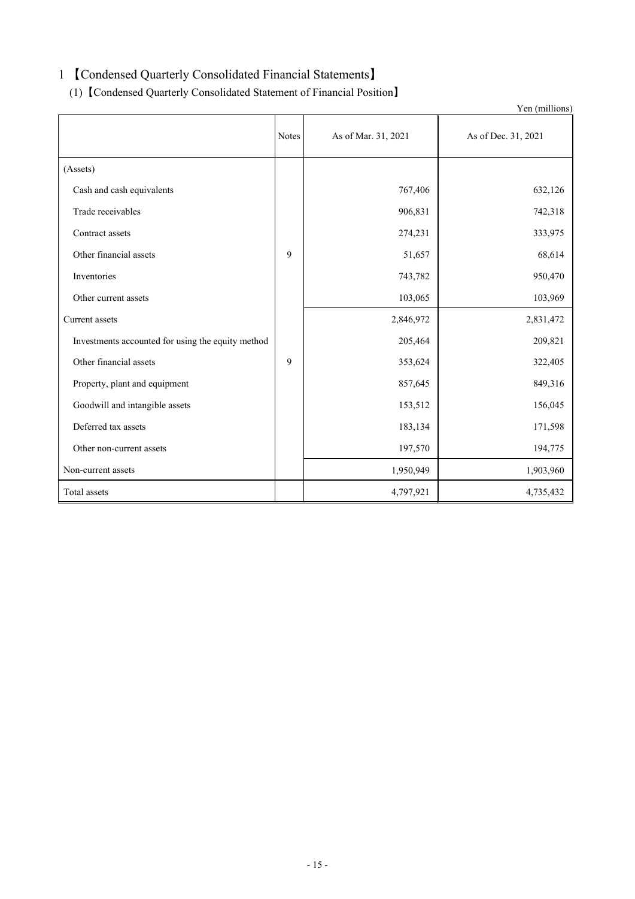# 1 【Condensed Quarterly Consolidated Financial Statements】

## (1)【Condensed Quarterly Consolidated Statement of Financial Position】

Yen (millions)

| | Notes | As of Mar. 31, 2021 | As of Dec. 31, 2021 |
|---|---|---|---|
| (Assets) | | | |
| Cash and cash equivalents | | 767,406 | 632,126 |
| Trade receivables | | 906,831 | 742,318 |
| Contract assets | | 274,231 | 333,975 |
| Other financial assets | 9 | 51,657 | 68,614 |
| Inventories | | 743,782 | 950,470 |
| Other current assets | | 103,065 | 103,969 |
| Current assets | | 2,846,972 | 2,831,472 |
| Investments accounted for using the equity method | | 205,464 | 209,821 |
| Other financial assets | 9 | 353,624 | 322,405 |
| Property, plant and equipment | | 857,645 | 849,316 |
| Goodwill and intangible assets | | 153,512 | 156,045 |
| Deferred tax assets | | 183,134 | 171,598 |
| Other non-current assets | | 197,570 | 194,775 |
| Non-current assets | | 1,950,949 | 1,903,960 |
| Total assets | | 4,797,921 | 4,735,432 |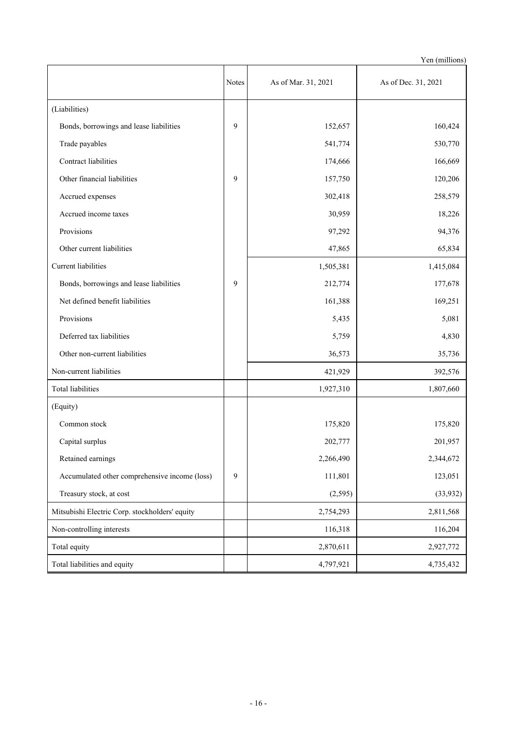Yen (millions)

| | Notes | As of Mar. 31, 2021 | As of Dec. 31, 2021 |
|---|---|---|---|
| (Liabilities) | | | |
| Bonds, borrowings and lease liabilities | 9 | 152,657 | 160,424 |
| Trade payables | | 541,774 | 530,770 |
| Contract liabilities | | 174,666 | 166,669 |
| Other financial liabilities | 9 | 157,750 | 120,206 |
| Accrued expenses | | 302,418 | 258,579 |
| Accrued income taxes | | 30,959 | 18,226 |
| Provisions | | 97,292 | 94,376 |
| Other current liabilities | | 47,865 | 65,834 |
| Current liabilities | | 1,505,381 | 1,415,084 |
| Bonds, borrowings and lease liabilities | 9 | 212,774 | 177,678 |
| Net defined benefit liabilities | | 161,388 | 169,251 |
| Provisions | | 5,435 | 5,081 |
| Deferred tax liabilities | | 5,759 | 4,830 |
| Other non-current liabilities | | 36,573 | 35,736 |
| Non-current liabilities | | 421,929 | 392,576 |
| Total liabilities | | 1,927,310 | 1,807,660 |
| (Equity) | | | |
| Common stock | | 175,820 | 175,820 |
| Capital surplus | | 202,777 | 201,957 |
| Retained earnings | | 2,266,490 | 2,344,672 |
| Accumulated other comprehensive income (loss) | 9 | 111,801 | 123,051 |
| Treasury stock, at cost | | (2,595) | (33,932) |
| Mitsubishi Electric Corp. stockholders' equity | | 2,754,293 | 2,811,568 |
| Non-controlling interests | | 116,318 | 116,204 |
| Total equity | | 2,870,611 | 2,927,772 |
| Total liabilities and equity | | 4,797,921 | 4,735,432 |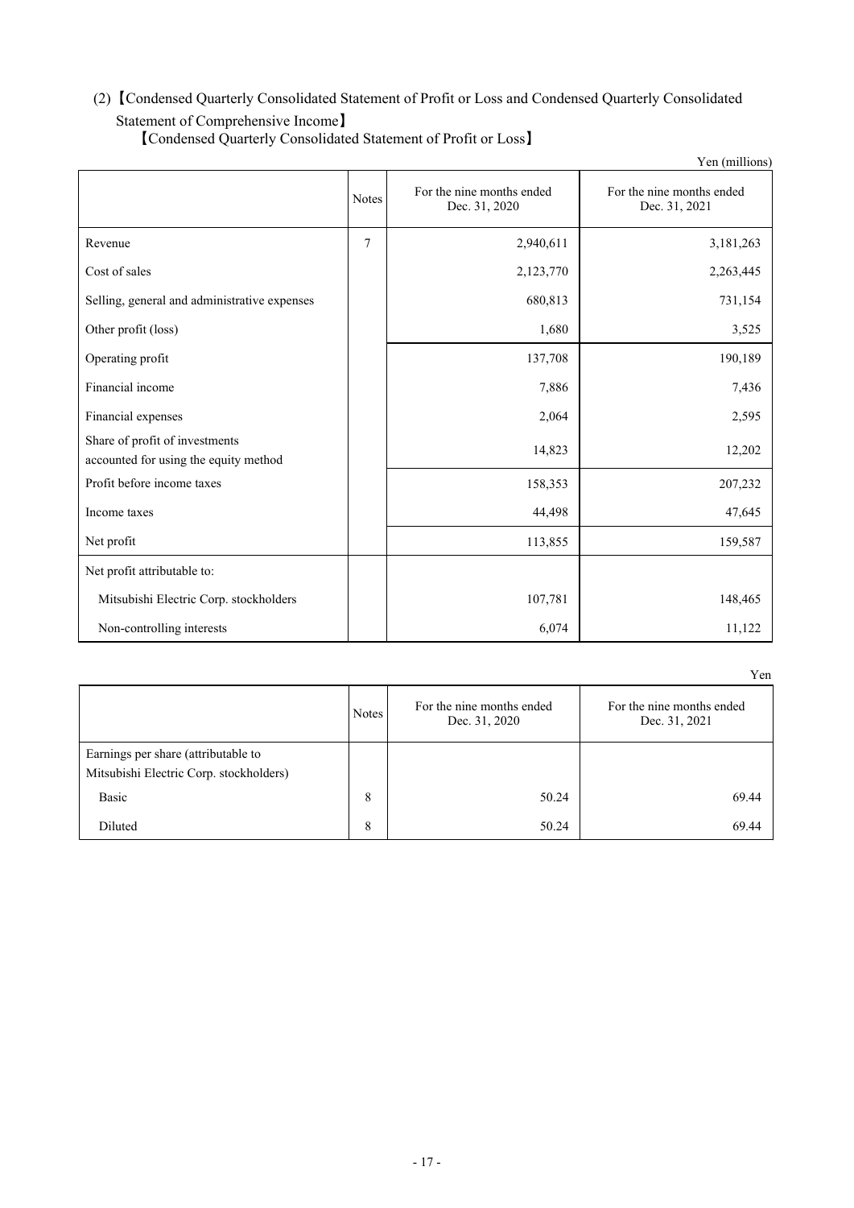## (2)【Condensed Quarterly Consolidated Statement of Profit or Loss and Condensed Quarterly Consolidated Statement of Comprehensive Income】

### 【Condensed Quarterly Consolidated Statement of Profit or Loss】

Yen (millions)

| | Notes | For the nine months ended Dec. 31, 2020 | For the nine months ended Dec. 31, 2021 |
|---|---|---|---|
| Revenue | 7 | 2,940,611 | 3,181,263 |
| Cost of sales | | 2,123,770 | 2,263,445 |
| Selling, general and administrative expenses | | 680,813 | 731,154 |
| Other profit (loss) | | 1,680 | 3,525 |
| Operating profit | | 137,708 | 190,189 |
| Financial income | | 7,886 | 7,436 |
| Financial expenses | | 2,064 | 2,595 |
| Share of profit of investments accounted for using the equity method | | 14,823 | 12,202 |
| Profit before income taxes | | 158,353 | 207,232 |
| Income taxes | | 44,498 | 47,645 |
| Net profit | | 113,855 | 159,587 |
| Net profit attributable to: | | | |
| Mitsubishi Electric Corp. stockholders | | 107,781 | 148,465 |
| Non-controlling interests | | 6,074 | 11,122 |

Yen

| | Notes | For the nine months ended Dec. 31, 2020 | For the nine months ended Dec. 31, 2021 |
|---|---|---|---|
| Earnings per share (attributable to Mitsubishi Electric Corp. stockholders) | | | |
| Basic | 8 | 50.24 | 69.44 |
| Diluted | 8 | 50.24 | 69.44 |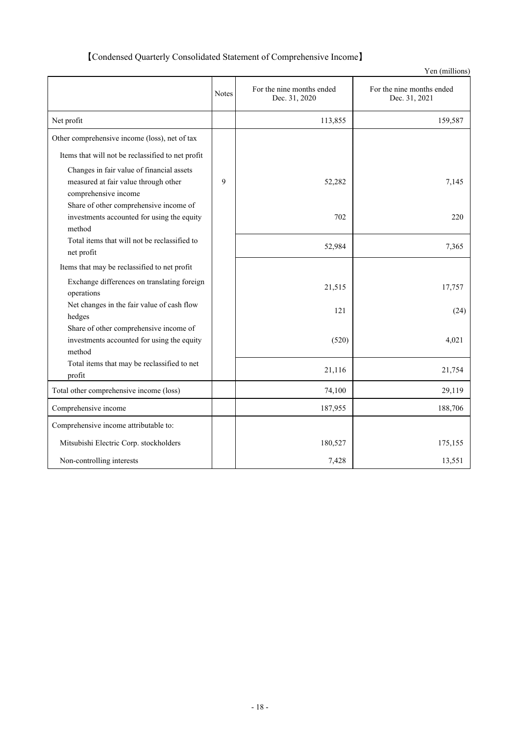## 【Condensed Quarterly Consolidated Statement of Comprehensive Income】

Yen (millions)

| | Notes | For the nine months ended Dec. 31, 2020 | For the nine months ended Dec. 31, 2021 |
|---|---|---|---|
| Net profit | | 113,855 | 159,587 |
| Other comprehensive income (loss), net of tax | | | |
| Items that will not be reclassified to net profit | | | |
| Changes in fair value of financial assets measured at fair value through other comprehensive income | 9 | 52,282 | 7,145 |
| Share of other comprehensive income of investments accounted for using the equity method | | 702 | 220 |
| Total items that will not be reclassified to net profit | | 52,984 | 7,365 |
| Items that may be reclassified to net profit | | | |
| Exchange differences on translating foreign operations | | 21,515 | 17,757 |
| Net changes in the fair value of cash flow hedges | | 121 | (24) |
| Share of other comprehensive income of investments accounted for using the equity method | | (520) | 4,021 |
| Total items that may be reclassified to net profit | | 21,116 | 21,754 |
| Total other comprehensive income (loss) | | 74,100 | 29,119 |
| Comprehensive income | | 187,955 | 188,706 |
| Comprehensive income attributable to: | | | |
| Mitsubishi Electric Corp. stockholders | | 180,527 | 175,155 |
| Non-controlling interests | | 7,428 | 13,551 |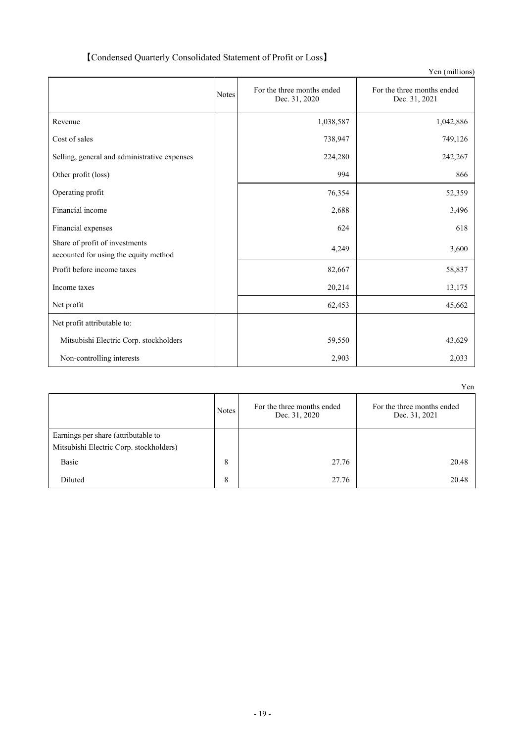## 【Condensed Quarterly Consolidated Statement of Profit or Loss】

Yen (millions)

| | Notes | For the three months ended Dec. 31, 2020 | For the three months ended Dec. 31, 2021 |
|---|---|---|---|
| Revenue | | 1,038,587 | 1,042,886 |
| Cost of sales | | 738,947 | 749,126 |
| Selling, general and administrative expenses | | 224,280 | 242,267 |
| Other profit (loss) | | 994 | 866 |
| Operating profit | | 76,354 | 52,359 |
| Financial income | | 2,688 | 3,496 |
| Financial expenses | | 624 | 618 |
| Share of profit of investments accounted for using the equity method | | 4,249 | 3,600 |
| Profit before income taxes | | 82,667 | 58,837 |
| Income taxes | | 20,214 | 13,175 |
| Net profit | | 62,453 | 45,662 |
| Net profit attributable to: | | | |
| Mitsubishi Electric Corp. stockholders | | 59,550 | 43,629 |
| Non-controlling interests | | 2,903 | 2,033 |

Yen

| | Notes | For the three months ended Dec. 31, 2020 | For the three months ended Dec. 31, 2021 |
|---|---|---|---|
| Earnings per share (attributable to Mitsubishi Electric Corp. stockholders) | | | |
| Basic | 8 | 27.76 | 20.48 |
| Diluted | 8 | 27.76 | 20.48 |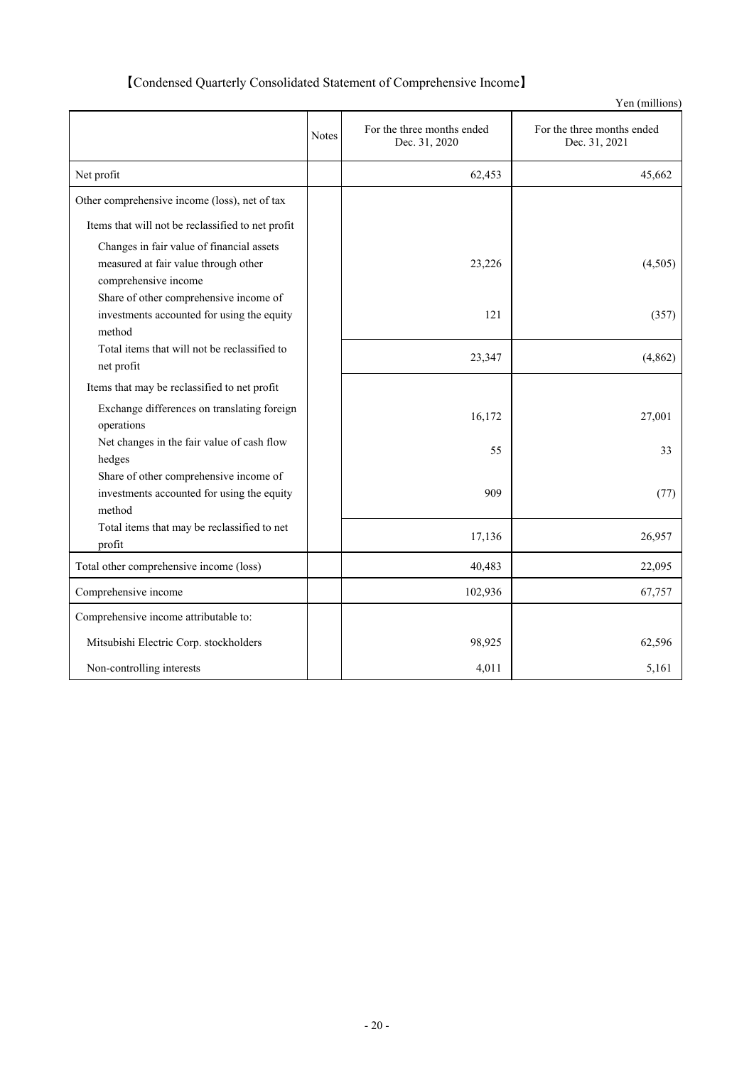## 【Condensed Quarterly Consolidated Statement of Comprehensive Income】

Yen (millions)

| | Notes | For the three months ended Dec. 31, 2020 | For the three months ended Dec. 31, 2021 |
|---|---|---|---|
| Net profit | | 62,453 | 45,662 |
| Other comprehensive income (loss), net of tax | | | |
| Items that will not be reclassified to net profit | | | |
| Changes in fair value of financial assets measured at fair value through other comprehensive income | | 23,226 | (4,505) |
| Share of other comprehensive income of investments accounted for using the equity method | | 121 | (357) |
| Total items that will not be reclassified to net profit | | 23,347 | (4,862) |
| Items that may be reclassified to net profit | | | |
| Exchange differences on translating foreign operations | | 16,172 | 27,001 |
| Net changes in the fair value of cash flow hedges | | 55 | 33 |
| Share of other comprehensive income of investments accounted for using the equity method | | 909 | (77) |
| Total items that may be reclassified to net profit | | 17,136 | 26,957 |
| Total other comprehensive income (loss) | | 40,483 | 22,095 |
| Comprehensive income | | 102,936 | 67,757 |
| Comprehensive income attributable to: | | | |
| Mitsubishi Electric Corp. stockholders | | 98,925 | 62,596 |
| Non-controlling interests | | 4,011 | 5,161 |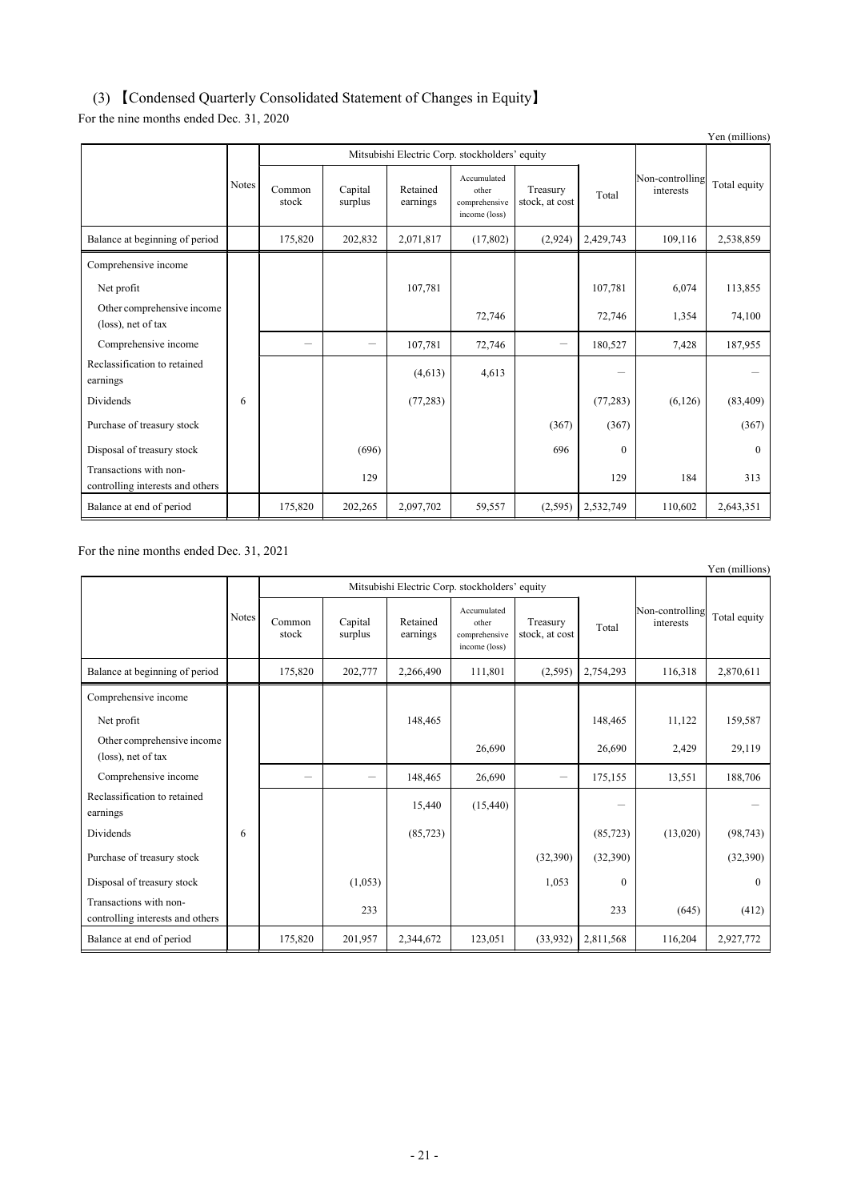## (3) 【Condensed Quarterly Consolidated Statement of Changes in Equity】

For the nine months ended Dec. 31, 2020

Yen (millions)

| | Notes | Mitsubishi Electric Corp. stockholders' equity | | | | | | Non-controlling interests | Total equity |
|---|---|---|---|---|---|---|---|---|---|
| | | Common stock | Capital surplus | Retained earnings | Accumulated other comprehensive income (loss) | Treasury stock, at cost | Total | | |
| Balance at beginning of period | | 175,820 | 202,832 | 2,071,817 | (17,802) | (2,924) | 2,429,743 | 109,116 | 2,538,859 |
| Comprehensive income | | | | | | | | | |
| Net profit | | | | 107,781 | | | 107,781 | 6,074 | 113,855 |
| Other comprehensive income (loss), net of tax | | | | | 72,746 | | 72,746 | 1,354 | 74,100 |
| Comprehensive income | | — | — | 107,781 | 72,746 | — | 180,527 | 7,428 | 187,955 |
| Reclassification to retained earnings | | | | (4,613) | 4,613 | | — | | — |
| Dividends | 6 | | | (77,283) | | | (77,283) | (6,126) | (83,409) |
| Purchase of treasury stock | | | | | | (367) | (367) | | (367) |
| Disposal of treasury stock | | | (696) | | | 696 | 0 | | 0 |
| Transactions with non-controlling interests and others | | | 129 | | | | 129 | 184 | 313 |
| Balance at end of period | | 175,820 | 202,265 | 2,097,702 | 59,557 | (2,595) | 2,532,749 | 110,602 | 2,643,351 |

For the nine months ended Dec. 31, 2021

Yen (millions)

| | Notes | Mitsubishi Electric Corp. stockholders' equity | | | | | | Non-controlling interests | Total equity |
|---|---|---|---|---|---|---|---|---|---|
| | | Common stock | Capital surplus | Retained earnings | Accumulated other comprehensive income (loss) | Treasury stock, at cost | Total | | |
| Balance at beginning of period | | 175,820 | 202,777 | 2,266,490 | 111,801 | (2,595) | 2,754,293 | 116,318 | 2,870,611 |
| Comprehensive income | | | | | | | | | |
| Net profit | | | | 148,465 | | | 148,465 | 11,122 | 159,587 |
| Other comprehensive income (loss), net of tax | | | | | 26,690 | | 26,690 | 2,429 | 29,119 |
| Comprehensive income | | — | — | 148,465 | 26,690 | — | 175,155 | 13,551 | 188,706 |
| Reclassification to retained earnings | | | | 15,440 | (15,440) | | — | | — |
| Dividends | 6 | | | (85,723) | | | (85,723) | (13,020) | (98,743) |
| Purchase of treasury stock | | | | | | (32,390) | (32,390) | | (32,390) |
| Disposal of treasury stock | | | (1,053) | | | 1,053 | 0 | | 0 |
| Transactions with non-controlling interests and others | | | 233 | | | | 233 | (645) | (412) |
| Balance at end of period | | 175,820 | 201,957 | 2,344,672 | 123,051 | (33,932) | 2,811,568 | 116,204 | 2,927,772 |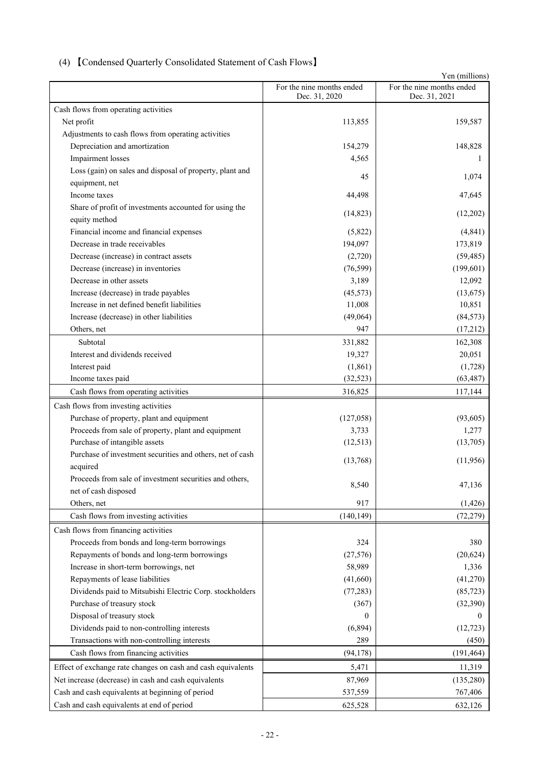## (4) 【Condensed Quarterly Consolidated Statement of Cash Flows】

Yen (millions)

| | For the nine months ended Dec. 31, 2020 | For the nine months ended Dec. 31, 2021 |
|---|---|---|
| Cash flows from operating activities | | |
| Net profit | 113,855 | 159,587 |
| Adjustments to cash flows from operating activities | | |
| Depreciation and amortization | 154,279 | 148,828 |
| Impairment losses | 4,565 | 1 |
| Loss (gain) on sales and disposal of property, plant and equipment, net | 45 | 1,074 |
| Income taxes | 44,498 | 47,645 |
| Share of profit of investments accounted for using the equity method | (14,823) | (12,202) |
| Financial income and financial expenses | (5,822) | (4,841) |
| Decrease in trade receivables | 194,097 | 173,819 |
| Decrease (increase) in contract assets | (2,720) | (59,485) |
| Decrease (increase) in inventories | (76,599) | (199,601) |
| Decrease in other assets | 3,189 | 12,092 |
| Increase (decrease) in trade payables | (45,573) | (13,675) |
| Increase in net defined benefit liabilities | 11,008 | 10,851 |
| Increase (decrease) in other liabilities | (49,064) | (84,573) |
| Others, net | 947 | (17,212) |
| Subtotal | 331,882 | 162,308 |
| Interest and dividends received | 19,327 | 20,051 |
| Interest paid | (1,861) | (1,728) |
| Income taxes paid | (32,523) | (63,487) |
| Cash flows from operating activities | 316,825 | 117,144 |
| Cash flows from investing activities | | |
| Purchase of property, plant and equipment | (127,058) | (93,605) |
| Proceeds from sale of property, plant and equipment | 3,733 | 1,277 |
| Purchase of intangible assets | (12,513) | (13,705) |
| Purchase of investment securities and others, net of cash acquired | (13,768) | (11,956) |
| Proceeds from sale of investment securities and others, net of cash disposed | 8,540 | 47,136 |
| Others, net | 917 | (1,426) |
| Cash flows from investing activities | (140,149) | (72,279) |
| Cash flows from financing activities | | |
| Proceeds from bonds and long-term borrowings | 324 | 380 |
| Repayments of bonds and long-term borrowings | (27,576) | (20,624) |
| Increase in short-term borrowings, net | 58,989 | 1,336 |
| Repayments of lease liabilities | (41,660) | (41,270) |
| Dividends paid to Mitsubishi Electric Corp. stockholders | (77,283) | (85,723) |
| Purchase of treasury stock | (367) | (32,390) |
| Disposal of treasury stock | 0 | 0 |
| Dividends paid to non-controlling interests | (6,894) | (12,723) |
| Transactions with non-controlling interests | 289 | (450) |
| Cash flows from financing activities | (94,178) | (191,464) |
| Effect of exchange rate changes on cash and cash equivalents | 5,471 | 11,319 |
| Net increase (decrease) in cash and cash equivalents | 87,969 | (135,280) |
| Cash and cash equivalents at beginning of period | 537,559 | 767,406 |
| Cash and cash equivalents at end of period | 625,528 | 632,126 |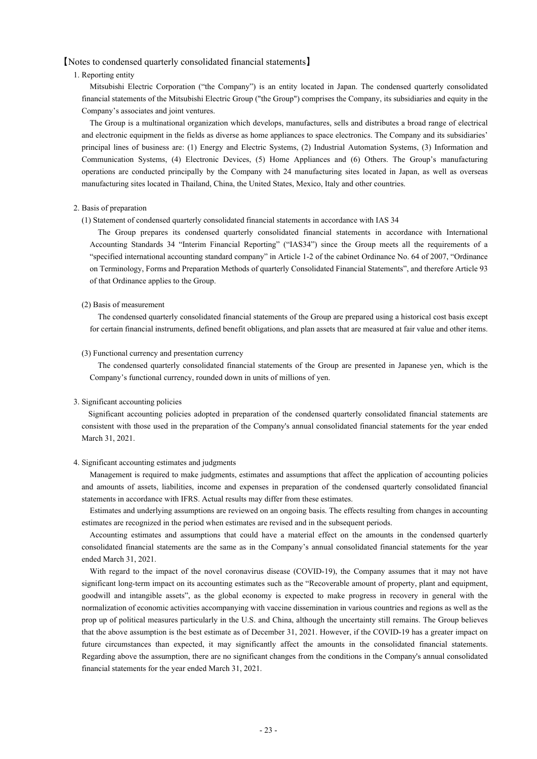## 【Notes to condensed quarterly consolidated financial statements】

### 1. Reporting entity

Mitsubishi Electric Corporation ("the Company") is an entity located in Japan. The condensed quarterly consolidated financial statements of the Mitsubishi Electric Group ("the Group") comprises the Company, its subsidiaries and equity in the Company's associates and joint ventures.

The Group is a multinational organization which develops, manufactures, sells and distributes a broad range of electrical and electronic equipment in the fields as diverse as home appliances to space electronics. The Company and its subsidiaries' principal lines of business are: (1) Energy and Electric Systems, (2) Industrial Automation Systems, (3) Information and Communication Systems, (4) Electronic Devices, (5) Home Appliances and (6) Others. The Group's manufacturing operations are conducted principally by the Company with 24 manufacturing sites located in Japan, as well as overseas manufacturing sites located in Thailand, China, the United States, Mexico, Italy and other countries.

### 2. Basis of preparation

#### (1) Statement of condensed quarterly consolidated financial statements in accordance with IAS 34

The Group prepares its condensed quarterly consolidated financial statements in accordance with International Accounting Standards 34 "Interim Financial Reporting" ("IAS34") since the Group meets all the requirements of a "specified international accounting standard company" in Article 1-2 of the cabinet Ordinance No. 64 of 2007, "Ordinance on Terminology, Forms and Preparation Methods of quarterly Consolidated Financial Statements", and therefore Article 93 of that Ordinance applies to the Group.

#### (2) Basis of measurement

The condensed quarterly consolidated financial statements of the Group are prepared using a historical cost basis except for certain financial instruments, defined benefit obligations, and plan assets that are measured at fair value and other items.

#### (3) Functional currency and presentation currency

The condensed quarterly consolidated financial statements of the Group are presented in Japanese yen, which is the Company's functional currency, rounded down in units of millions of yen.

### 3. Significant accounting policies

Significant accounting policies adopted in preparation of the condensed quarterly consolidated financial statements are consistent with those used in the preparation of the Company's annual consolidated financial statements for the year ended March 31, 2021.

### 4. Significant accounting estimates and judgments

Management is required to make judgments, estimates and assumptions that affect the application of accounting policies and amounts of assets, liabilities, income and expenses in preparation of the condensed quarterly consolidated financial statements in accordance with IFRS. Actual results may differ from these estimates.

Estimates and underlying assumptions are reviewed on an ongoing basis. The effects resulting from changes in accounting estimates are recognized in the period when estimates are revised and in the subsequent periods.

Accounting estimates and assumptions that could have a material effect on the amounts in the condensed quarterly consolidated financial statements are the same as in the Company's annual consolidated financial statements for the year ended March 31, 2021.

With regard to the impact of the novel coronavirus disease (COVID-19), the Company assumes that it may not have significant long-term impact on its accounting estimates such as the "Recoverable amount of property, plant and equipment, goodwill and intangible assets", as the global economy is expected to make progress in recovery in general with the normalization of economic activities accompanying with vaccine dissemination in various countries and regions as well as the prop up of political measures particularly in the U.S. and China, although the uncertainty still remains. The Group believes that the above assumption is the best estimate as of December 31, 2021. However, if the COVID-19 has a greater impact on future circumstances than expected, it may significantly affect the amounts in the consolidated financial statements. Regarding above the assumption, there are no significant changes from the conditions in the Company's annual consolidated financial statements for the year ended March 31, 2021.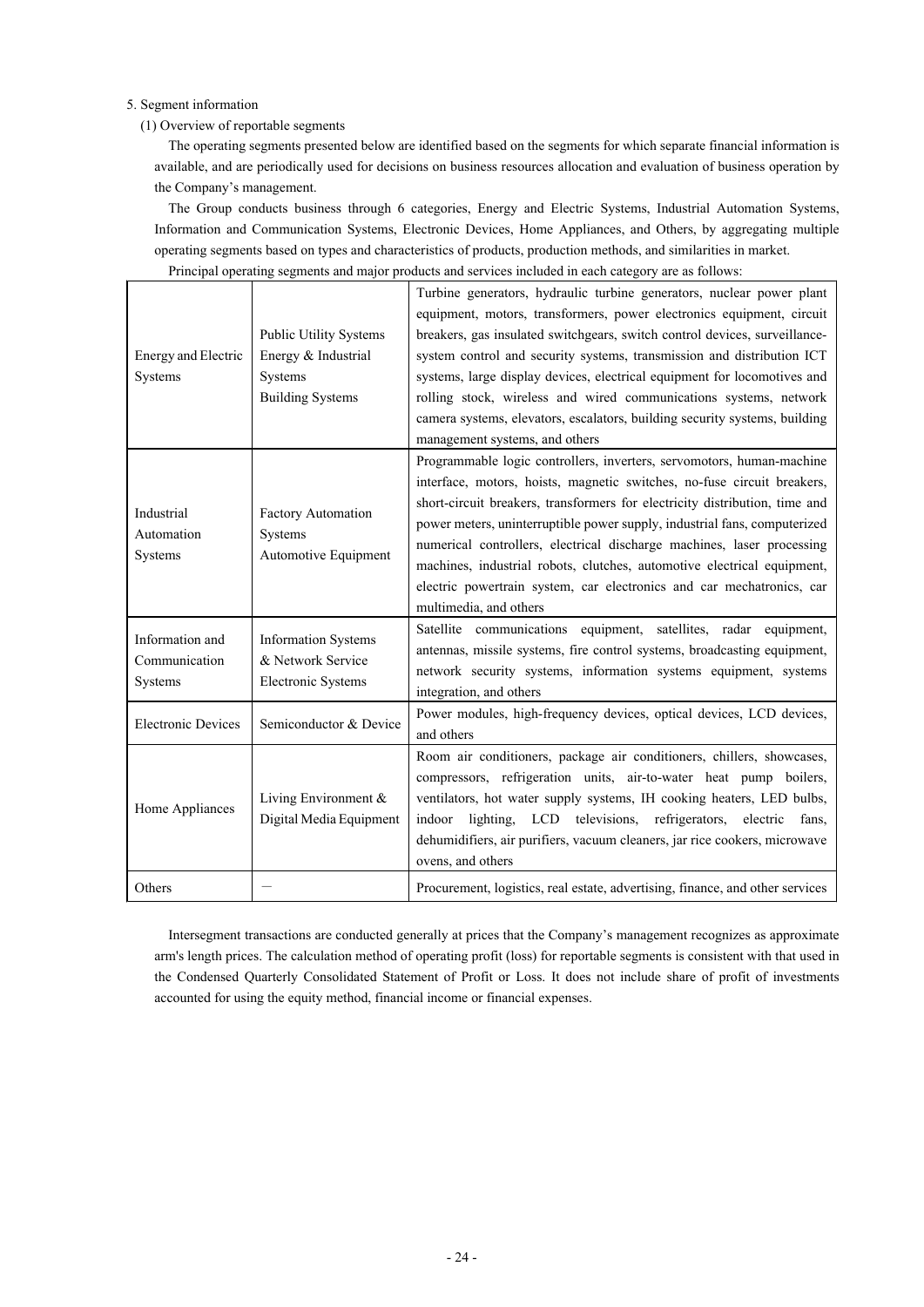5. Segment information

(1) Overview of reportable segments

The operating segments presented below are identified based on the segments for which separate financial information is available, and are periodically used for decisions on business resources allocation and evaluation of business operation by the Company's management.

The Group conducts business through 6 categories, Energy and Electric Systems, Industrial Automation Systems, Information and Communication Systems, Electronic Devices, Home Appliances, and Others, by aggregating multiple operating segments based on types and characteristics of products, production methods, and similarities in market.

Principal operating segments and major products and services included in each category are as follows:

| | | |
|---|---|---|
| Energy and Electric Systems | Public Utility Systems<br>Energy & Industrial Systems<br>Building Systems | Turbine generators, hydraulic turbine generators, nuclear power plant equipment, motors, transformers, power electronics equipment, circuit breakers, gas insulated switchgears, switch control devices, surveillance-system control and security systems, transmission and distribution ICT systems, large display devices, electrical equipment for locomotives and rolling stock, wireless and wired communications systems, network camera systems, elevators, escalators, building security systems, building management systems, and others |
| Industrial Automation Systems | Factory Automation Systems<br>Automotive Equipment | Programmable logic controllers, inverters, servomotors, human-machine interface, motors, hoists, magnetic switches, no-fuse circuit breakers, short-circuit breakers, transformers for electricity distribution, time and power meters, uninterruptible power supply, industrial fans, computerized numerical controllers, electrical discharge machines, laser processing machines, industrial robots, clutches, automotive electrical equipment, electric powertrain system, car electronics and car mechatronics, car multimedia, and others |
| Information and Communication Systems | Information Systems & Network Service<br>Electronic Systems | Satellite communications equipment, satellites, radar equipment, antennas, missile systems, fire control systems, broadcasting equipment, network security systems, information systems equipment, systems integration, and others |
| Electronic Devices | Semiconductor & Device | Power modules, high-frequency devices, optical devices, LCD devices, and others |
| Home Appliances | Living Environment & Digital Media Equipment | Room air conditioners, package air conditioners, chillers, showcases, compressors, refrigeration units, air-to-water heat pump boilers, ventilators, hot water supply systems, IH cooking heaters, LED bulbs, indoor lighting, LCD televisions, refrigerators, electric fans, dehumidifiers, air purifiers, vacuum cleaners, jar rice cookers, microwave ovens, and others |
| Others | — | Procurement, logistics, real estate, advertising, finance, and other services |

Intersegment transactions are conducted generally at prices that the Company's management recognizes as approximate arm's length prices. The calculation method of operating profit (loss) for reportable segments is consistent with that used in the Condensed Quarterly Consolidated Statement of Profit or Loss. It does not include share of profit of investments accounted for using the equity method, financial income or financial expenses.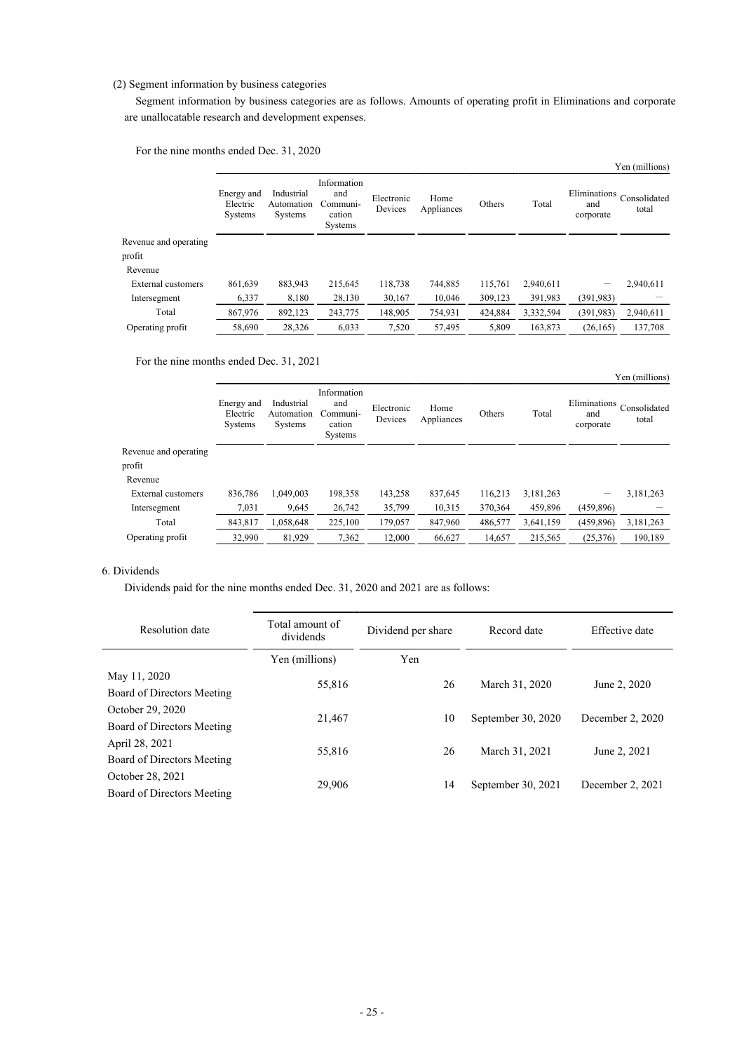(2) Segment information by business categories

Segment information by business categories are as follows. Amounts of operating profit in Eliminations and corporate are unallocatable research and development expenses.

For the nine months ended Dec. 31, 2020

Yen (millions)

| | Energy and Electric Systems | Industrial Automation Systems | Information and Communi-cation Systems | Electronic Devices | Home Appliances | Others | Total | Eliminations and corporate | Consolidated total |
|---|---|---|---|---|---|---|---|---|---|
| Revenue and operating profit | | | | | | | | | |
| Revenue | | | | | | | | | |
| External customers | 861,639 | 883,943 | 215,645 | 118,738 | 744,885 | 115,761 | 2,940,611 | — | 2,940,611 |
| Intersegment | 6,337 | 8,180 | 28,130 | 30,167 | 10,046 | 309,123 | 391,983 | (391,983) | — |
| Total | 867,976 | 892,123 | 243,775 | 148,905 | 754,931 | 424,884 | 3,332,594 | (391,983) | 2,940,611 |
| Operating profit | 58,690 | 28,326 | 6,033 | 7,520 | 57,495 | 5,809 | 163,873 | (26,165) | 137,708 |

For the nine months ended Dec. 31, 2021

Yen (millions)

| | Energy and Electric Systems | Industrial Automation Systems | Information and Communi-cation Systems | Electronic Devices | Home Appliances | Others | Total | Eliminations and corporate | Consolidated total |
|---|---|---|---|---|---|---|---|---|---|
| Revenue and operating profit | | | | | | | | | |
| Revenue | | | | | | | | | |
| External customers | 836,786 | 1,049,003 | 198,358 | 143,258 | 837,645 | 116,213 | 3,181,263 | — | 3,181,263 |
| Intersegment | 7,031 | 9,645 | 26,742 | 35,799 | 10,315 | 370,364 | 459,896 | (459,896) | — |
| Total | 843,817 | 1,058,648 | 225,100 | 179,057 | 847,960 | 486,577 | 3,641,159 | (459,896) | 3,181,263 |
| Operating profit | 32,990 | 81,929 | 7,362 | 12,000 | 66,627 | 14,657 | 215,565 | (25,376) | 190,189 |

6. Dividends

Dividends paid for the nine months ended Dec. 31, 2020 and 2021 are as follows:

| Resolution date | Total amount of dividends | Dividend per share | Record date | Effective date |
|---|---|---|---|---|
| | Yen (millions) | Yen | | |
| May 11, 2020<br>Board of Directors Meeting | 55,816 | 26 | March 31, 2020 | June 2, 2020 |
| October 29, 2020<br>Board of Directors Meeting | 21,467 | 10 | September 30, 2020 | December 2, 2020 |
| April 28, 2021<br>Board of Directors Meeting | 55,816 | 26 | March 31, 2021 | June 2, 2021 |
| October 28, 2021<br>Board of Directors Meeting | 29,906 | 14 | September 30, 2021 | December 2, 2021 |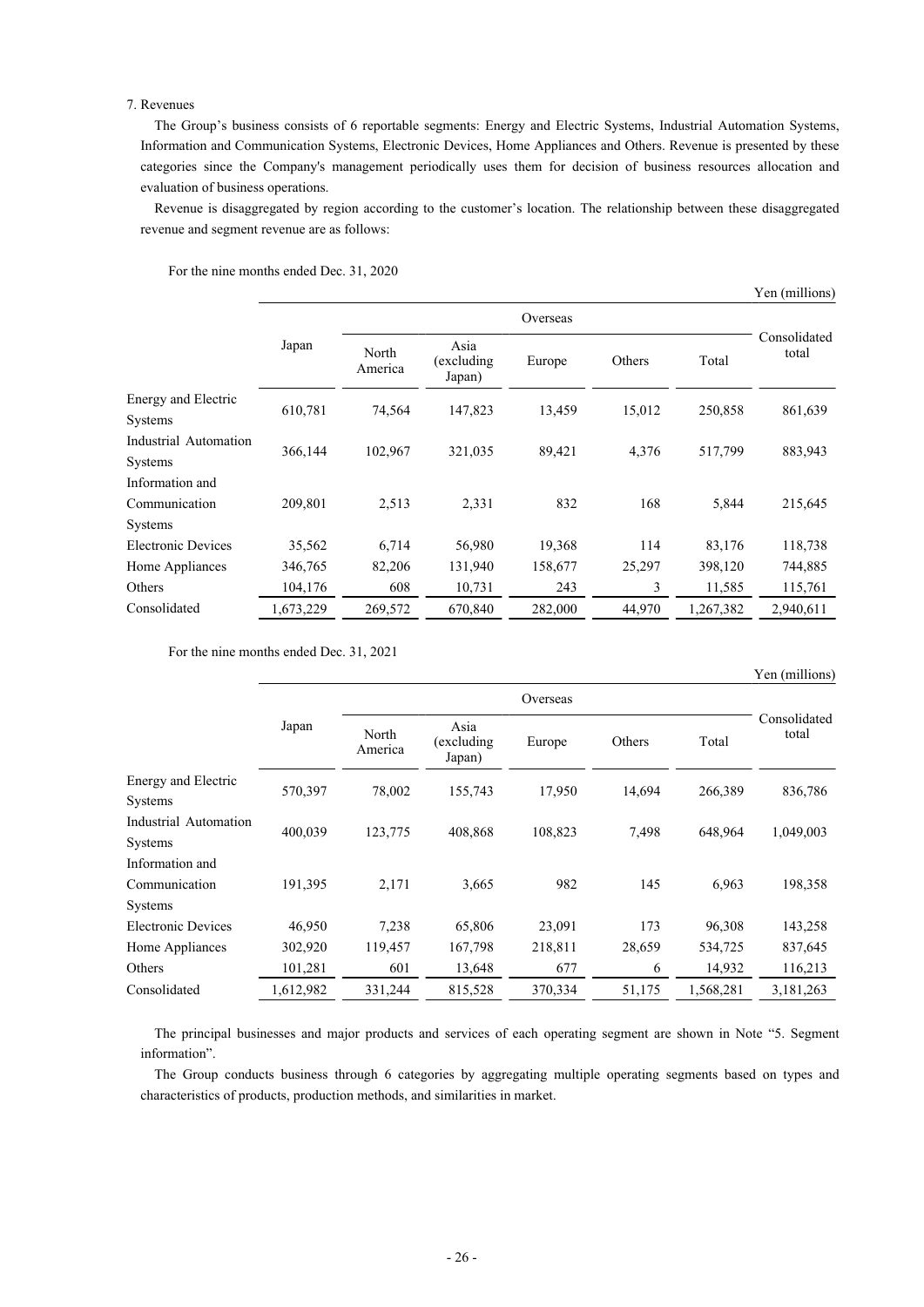7. Revenues

The Group's business consists of 6 reportable segments: Energy and Electric Systems, Industrial Automation Systems, Information and Communication Systems, Electronic Devices, Home Appliances and Others. Revenue is presented by these categories since the Company's management periodically uses them for decision of business resources allocation and evaluation of business operations.

Revenue is disaggregated by region according to the customer's location. The relationship between these disaggregated revenue and segment revenue are as follows:

For the nine months ended Dec. 31, 2020

Yen (millions)

| | Japan | Overseas | | | | | Consolidated total |
|---|---|---|---|---|---|---|---|
| | | North America | Asia (excluding Japan) | Europe | Others | Total | |
| Energy and Electric Systems | 610,781 | 74,564 | 147,823 | 13,459 | 15,012 | 250,858 | 861,639 |
| Industrial Automation Systems | 366,144 | 102,967 | 321,035 | 89,421 | 4,376 | 517,799 | 883,943 |
| Information and Communication Systems | 209,801 | 2,513 | 2,331 | 832 | 168 | 5,844 | 215,645 |
| Electronic Devices | 35,562 | 6,714 | 56,980 | 19,368 | 114 | 83,176 | 118,738 |
| Home Appliances | 346,765 | 82,206 | 131,940 | 158,677 | 25,297 | 398,120 | 744,885 |
| Others | 104,176 | 608 | 10,731 | 243 | 3 | 11,585 | 115,761 |
| Consolidated | 1,673,229 | 269,572 | 670,840 | 282,000 | 44,970 | 1,267,382 | 2,940,611 |

For the nine months ended Dec. 31, 2021

Yen (millions)

| | Japan | Overseas | | | | | Consolidated total |
|---|---|---|---|---|---|---|---|
| | | North America | Asia (excluding Japan) | Europe | Others | Total | |
| Energy and Electric Systems | 570,397 | 78,002 | 155,743 | 17,950 | 14,694 | 266,389 | 836,786 |
| Industrial Automation Systems | 400,039 | 123,775 | 408,868 | 108,823 | 7,498 | 648,964 | 1,049,003 |
| Information and Communication Systems | 191,395 | 2,171 | 3,665 | 982 | 145 | 6,963 | 198,358 |
| Electronic Devices | 46,950 | 7,238 | 65,806 | 23,091 | 173 | 96,308 | 143,258 |
| Home Appliances | 302,920 | 119,457 | 167,798 | 218,811 | 28,659 | 534,725 | 837,645 |
| Others | 101,281 | 601 | 13,648 | 677 | 6 | 14,932 | 116,213 |
| Consolidated | 1,612,982 | 331,244 | 815,528 | 370,334 | 51,175 | 1,568,281 | 3,181,263 |

The principal businesses and major products and services of each operating segment are shown in Note "5. Segment information".

The Group conducts business through 6 categories by aggregating multiple operating segments based on types and characteristics of products, production methods, and similarities in market.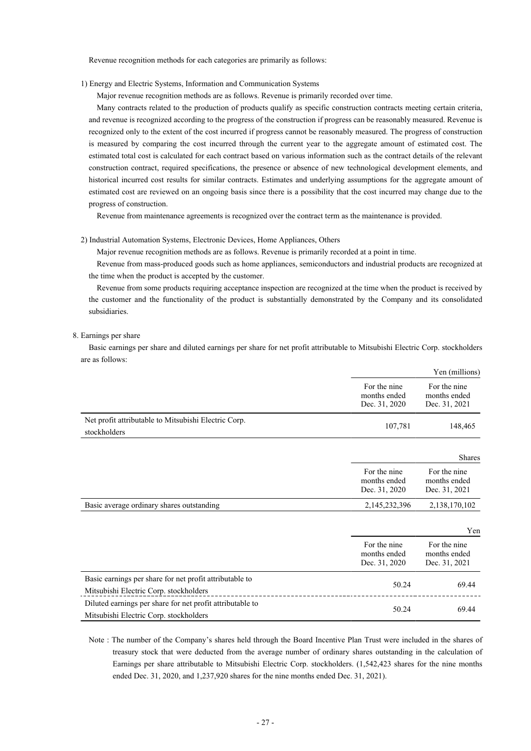Revenue recognition methods for each categories are primarily as follows:

1) Energy and Electric Systems, Information and Communication Systems

Major revenue recognition methods are as follows. Revenue is primarily recorded over time.

Many contracts related to the production of products qualify as specific construction contracts meeting certain criteria, and revenue is recognized according to the progress of the construction if progress can be reasonably measured. Revenue is recognized only to the extent of the cost incurred if progress cannot be reasonably measured. The progress of construction is measured by comparing the cost incurred through the current year to the aggregate amount of estimated cost. The estimated total cost is calculated for each contract based on various information such as the contract details of the relevant construction contract, required specifications, the presence or absence of new technological development elements, and historical incurred cost results for similar contracts. Estimates and underlying assumptions for the aggregate amount of estimated cost are reviewed on an ongoing basis since there is a possibility that the cost incurred may change due to the progress of construction.

Revenue from maintenance agreements is recognized over the contract term as the maintenance is provided.

2) Industrial Automation Systems, Electronic Devices, Home Appliances, Others

Major revenue recognition methods are as follows. Revenue is primarily recorded at a point in time.

Revenue from mass-produced goods such as home appliances, semiconductors and industrial products are recognized at the time when the product is accepted by the customer.

Revenue from some products requiring acceptance inspection are recognized at the time when the product is received by the customer and the functionality of the product is substantially demonstrated by the Company and its consolidated subsidiaries.

8. Earnings per share

Basic earnings per share and diluted earnings per share for net profit attributable to Mitsubishi Electric Corp. stockholders are as follows:

| | | Yen (millions) |
|---|---|---|
| | For the nine months ended Dec. 31, 2020 | For the nine months ended Dec. 31, 2021 |
| Net profit attributable to Mitsubishi Electric Corp. stockholders | 107,781 | 148,465 |

| | | Shares |
|---|---|---|
| | For the nine months ended Dec. 31, 2020 | For the nine months ended Dec. 31, 2021 |
| Basic average ordinary shares outstanding | 2,145,232,396 | 2,138,170,102 |

| | | Yen |
|---|---|---|
| | For the nine months ended Dec. 31, 2020 | For the nine months ended Dec. 31, 2021 |
| Basic earnings per share for net profit attributable to Mitsubishi Electric Corp. stockholders | 50.24 | 69.44 |
| Diluted earnings per share for net profit attributable to Mitsubishi Electric Corp. stockholders | 50.24 | 69.44 |

Note : The number of the Company's shares held through the Board Incentive Plan Trust were included in the shares of treasury stock that were deducted from the average number of ordinary shares outstanding in the calculation of Earnings per share attributable to Mitsubishi Electric Corp. stockholders. (1,542,423 shares for the nine months ended Dec. 31, 2020, and 1,237,920 shares for the nine months ended Dec. 31, 2021).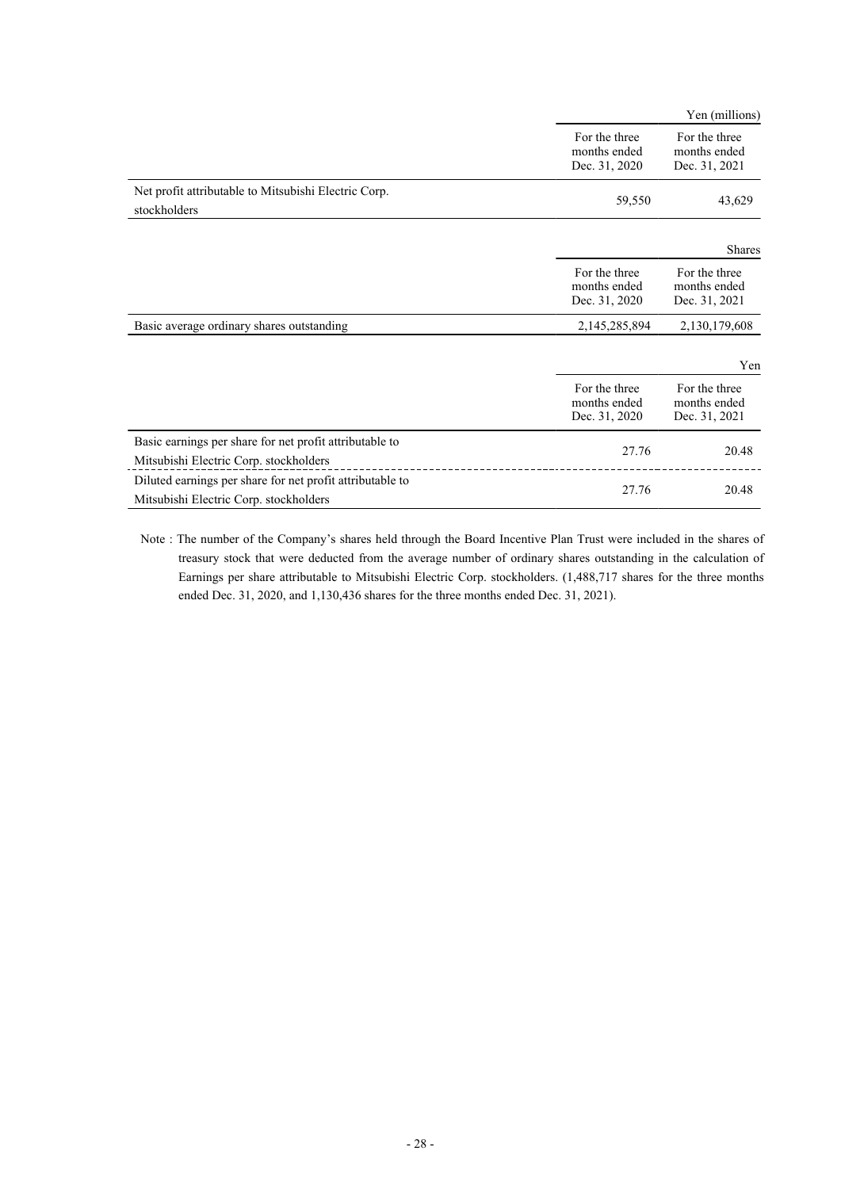| | Yen (millions) | |
|---|---|---|
| | For the three months ended Dec. 31, 2020 | For the three months ended Dec. 31, 2021 |
| Net profit attributable to Mitsubishi Electric Corp. stockholders | 59,550 | 43,629 |

| | Shares | |
|---|---|---|
| | For the three months ended Dec. 31, 2020 | For the three months ended Dec. 31, 2021 |
| Basic average ordinary shares outstanding | 2,145,285,894 | 2,130,179,608 |

| | Yen | |
|---|---|---|
| | For the three months ended Dec. 31, 2020 | For the three months ended Dec. 31, 2021 |
| Basic earnings per share for net profit attributable to Mitsubishi Electric Corp. stockholders | 27.76 | 20.48 |
| Diluted earnings per share for net profit attributable to Mitsubishi Electric Corp. stockholders | 27.76 | 20.48 |

Note : The number of the Company's shares held through the Board Incentive Plan Trust were included in the shares of treasury stock that were deducted from the average number of ordinary shares outstanding in the calculation of Earnings per share attributable to Mitsubishi Electric Corp. stockholders. (1,488,717 shares for the three months ended Dec. 31, 2020, and 1,130,436 shares for the three months ended Dec. 31, 2021).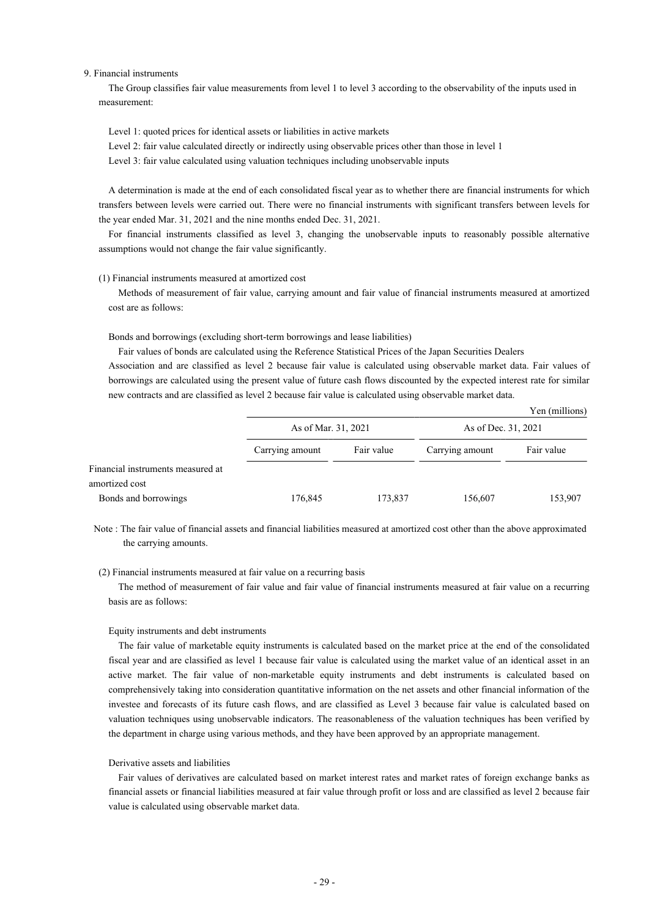## 9. Financial instruments

The Group classifies fair value measurements from level 1 to level 3 according to the observability of the inputs used in measurement:

Level 1: quoted prices for identical assets or liabilities in active markets

Level 2: fair value calculated directly or indirectly using observable prices other than those in level 1

Level 3: fair value calculated using valuation techniques including unobservable inputs

A determination is made at the end of each consolidated fiscal year as to whether there are financial instruments for which transfers between levels were carried out. There were no financial instruments with significant transfers between levels for the year ended Mar. 31, 2021 and the nine months ended Dec. 31, 2021.

For financial instruments classified as level 3, changing the unobservable inputs to reasonably possible alternative assumptions would not change the fair value significantly.

### (1) Financial instruments measured at amortized cost

Methods of measurement of fair value, carrying amount and fair value of financial instruments measured at amortized cost are as follows:

Bonds and borrowings (excluding short-term borrowings and lease liabilities)

Fair values of bonds are calculated using the Reference Statistical Prices of the Japan Securities Dealers Association and are classified as level 2 because fair value is calculated using observable market data. Fair values of borrowings are calculated using the present value of future cash flows discounted by the expected interest rate for similar new contracts and are classified as level 2 because fair value is calculated using observable market data.

Yen (millions)

| | As of Mar. 31, 2021 | | As of Dec. 31, 2021 | |
|---|---|---|---|---|
| | Carrying amount | Fair value | Carrying amount | Fair value |
| Financial instruments measured at amortized cost | | | | |
| Bonds and borrowings | 176,845 | 173,837 | 156,607 | 153,907 |

Note : The fair value of financial assets and financial liabilities measured at amortized cost other than the above approximated the carrying amounts.

### (2) Financial instruments measured at fair value on a recurring basis

The method of measurement of fair value and fair value of financial instruments measured at fair value on a recurring basis are as follows:

Equity instruments and debt instruments

The fair value of marketable equity instruments is calculated based on the market price at the end of the consolidated fiscal year and are classified as level 1 because fair value is calculated using the market value of an identical asset in an active market. The fair value of non-marketable equity instruments and debt instruments is calculated based on comprehensively taking into consideration quantitative information on the net assets and other financial information of the investee and forecasts of its future cash flows, and are classified as Level 3 because fair value is calculated based on valuation techniques using unobservable indicators. The reasonableness of the valuation techniques has been verified by the department in charge using various methods, and they have been approved by an appropriate management.

Derivative assets and liabilities

Fair values of derivatives are calculated based on market interest rates and market rates of foreign exchange banks as financial assets or financial liabilities measured at fair value through profit or loss and are classified as level 2 because fair value is calculated using observable market data.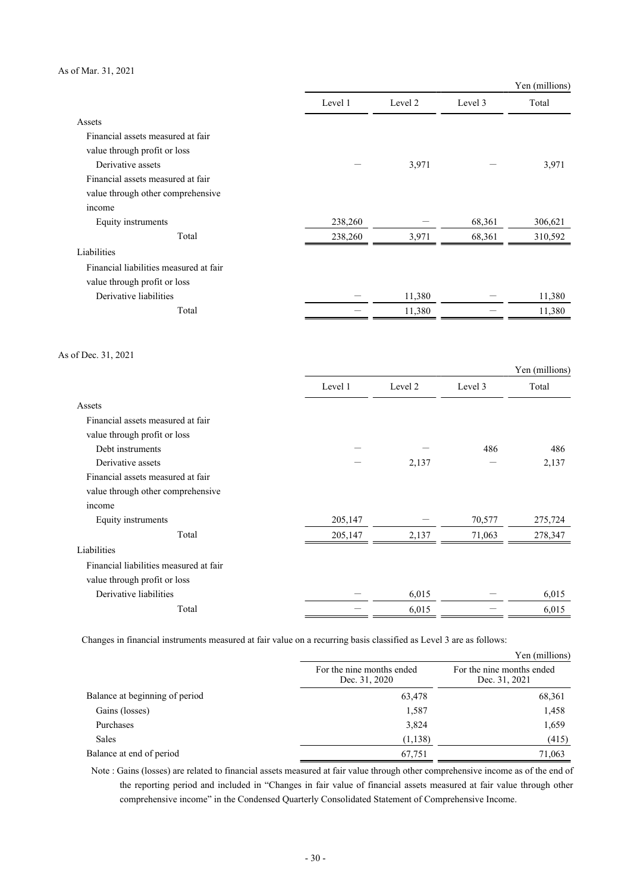As of Mar. 31, 2021

Yen (millions)

| | Level 1 | Level 2 | Level 3 | Total |
|---|---|---|---|---|
| Assets | | | | |
| Financial assets measured at fair value through profit or loss | | | | |
| Derivative assets | − | 3,971 | − | 3,971 |
| Financial assets measured at fair value through other comprehensive income | | | | |
| Equity instruments | 238,260 | − | 68,361 | 306,621 |
| Total | 238,260 | 3,971 | 68,361 | 310,592 |
| Liabilities | | | | |
| Financial liabilities measured at fair value through profit or loss | | | | |
| Derivative liabilities | − | 11,380 | − | 11,380 |
| Total | − | 11,380 | − | 11,380 |

As of Dec. 31, 2021

Yen (millions)

| | Level 1 | Level 2 | Level 3 | Total |
|---|---|---|---|---|
| Assets | | | | |
| Financial assets measured at fair value through profit or loss | | | | |
| Debt instruments | − | − | 486 | 486 |
| Derivative assets | − | 2,137 | − | 2,137 |
| Financial assets measured at fair value through other comprehensive income | | | | |
| Equity instruments | 205,147 | − | 70,577 | 275,724 |
| Total | 205,147 | 2,137 | 71,063 | 278,347 |
| Liabilities | | | | |
| Financial liabilities measured at fair value through profit or loss | | | | |
| Derivative liabilities | − | 6,015 | − | 6,015 |
| Total | − | 6,015 | − | 6,015 |

Changes in financial instruments measured at fair value on a recurring basis classified as Level 3 are as follows:

Yen (millions)

| | For the nine months ended Dec. 31, 2020 | For the nine months ended Dec. 31, 2021 |
|---|---|---|
| Balance at beginning of period | 63,478 | 68,361 |
| Gains (losses) | 1,587 | 1,458 |
| Purchases | 3,824 | 1,659 |
| Sales | (1,138) | (415) |
| Balance at end of period | 67,751 | 71,063 |

Note : Gains (losses) are related to financial assets measured at fair value through other comprehensive income as of the end of the reporting period and included in "Changes in fair value of financial assets measured at fair value through other comprehensive income" in the Condensed Quarterly Consolidated Statement of Comprehensive Income.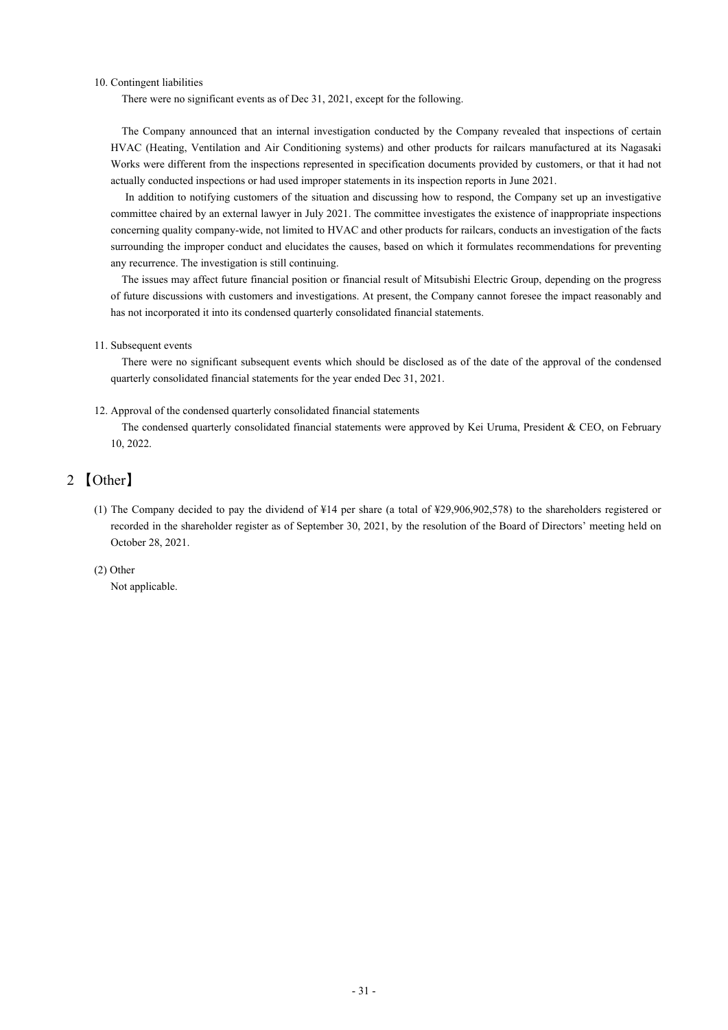10. Contingent liabilities

There were no significant events as of Dec 31, 2021, except for the following.

The Company announced that an internal investigation conducted by the Company revealed that inspections of certain HVAC (Heating, Ventilation and Air Conditioning systems) and other products for railcars manufactured at its Nagasaki Works were different from the inspections represented in specification documents provided by customers, or that it had not actually conducted inspections or had used improper statements in its inspection reports in June 2021.

In addition to notifying customers of the situation and discussing how to respond, the Company set up an investigative committee chaired by an external lawyer in July 2021. The committee investigates the existence of inappropriate inspections concerning quality company-wide, not limited to HVAC and other products for railcars, conducts an investigation of the facts surrounding the improper conduct and elucidates the causes, based on which it formulates recommendations for preventing any recurrence. The investigation is still continuing.

The issues may affect future financial position or financial result of Mitsubishi Electric Group, depending on the progress of future discussions with customers and investigations. At present, the Company cannot foresee the impact reasonably and has not incorporated it into its condensed quarterly consolidated financial statements.

11. Subsequent events

There were no significant subsequent events which should be disclosed as of the date of the approval of the condensed quarterly consolidated financial statements for the year ended Dec 31, 2021.

12. Approval of the condensed quarterly consolidated financial statements

The condensed quarterly consolidated financial statements were approved by Kei Uruma, President & CEO, on February 10, 2022.

## 2 【Other】

(1) The Company decided to pay the dividend of ¥14 per share (a total of ¥29,906,902,578) to the shareholders registered or recorded in the shareholder register as of September 30, 2021, by the resolution of the Board of Directors' meeting held on October 28, 2021.

(2) Other

Not applicable.